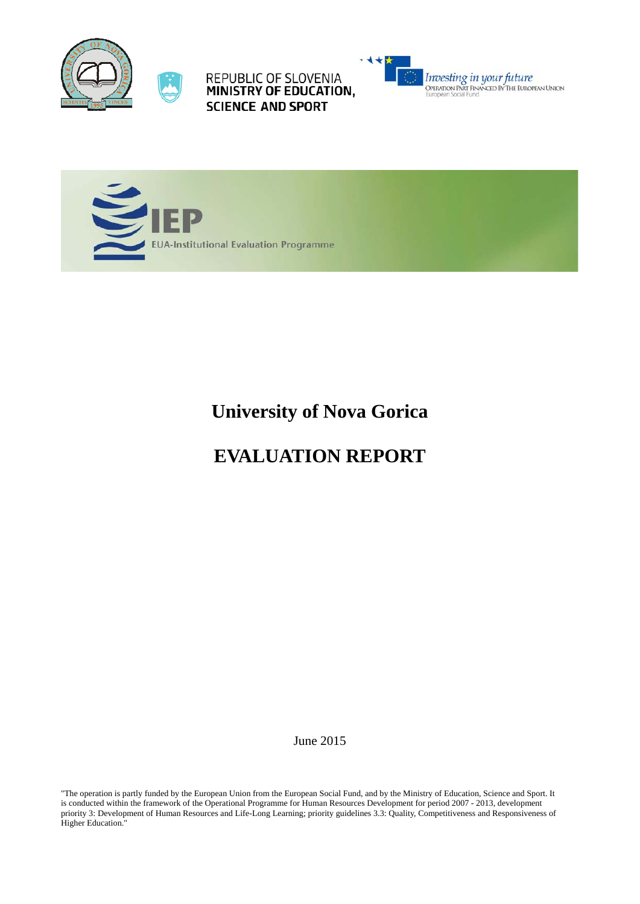REPUBLIC OF SLOVENIA
**MINISTRY OF EDUCATION, SCIENCE AND SPORT**

*Investing in your future*
OPERATION PART FINANCED BY THE EUROPEAN UNION
European Social Fund

**IEP**
EUA-Institutional Evaluation Programme

# University of Nova Gorica

# EVALUATION REPORT

June 2015

"The operation is partly funded by the European Union from the European Social Fund, and by the Ministry of Education, Science and Sport. It is conducted within the framework of the Operational Programme for Human Resources Development for period 2007 - 2013, development priority 3: Development of Human Resources and Life-Long Learning; priority guidelines 3.3: Quality, Competitiveness and Responsiveness of Higher Education."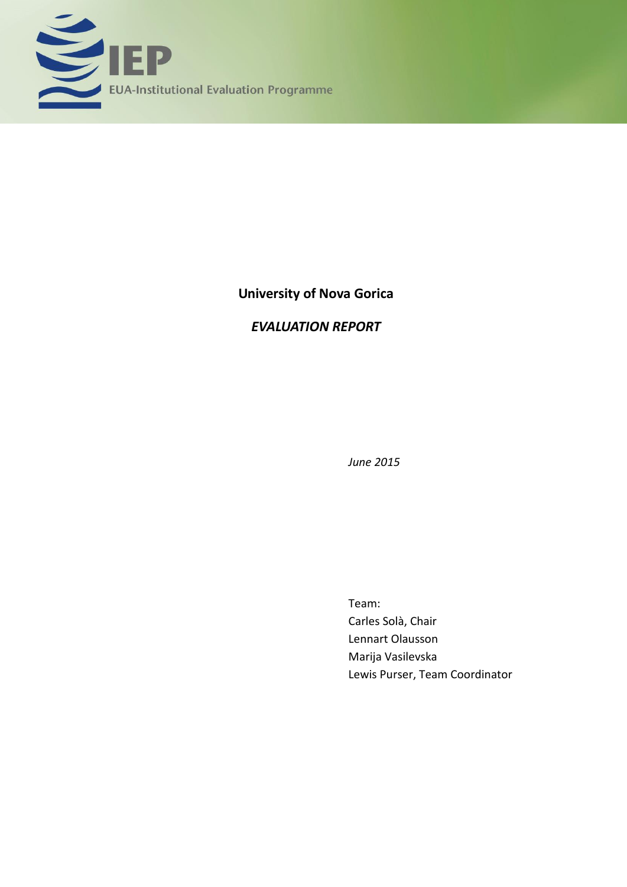IEP

EUA-Institutional Evaluation Programme

**University of Nova Gorica**

***EVALUATION REPORT***

*June 2015*

Team:
Carles Solà, Chair
Lennart Olausson
Marija Vasilevska
Lewis Purser, Team Coordinator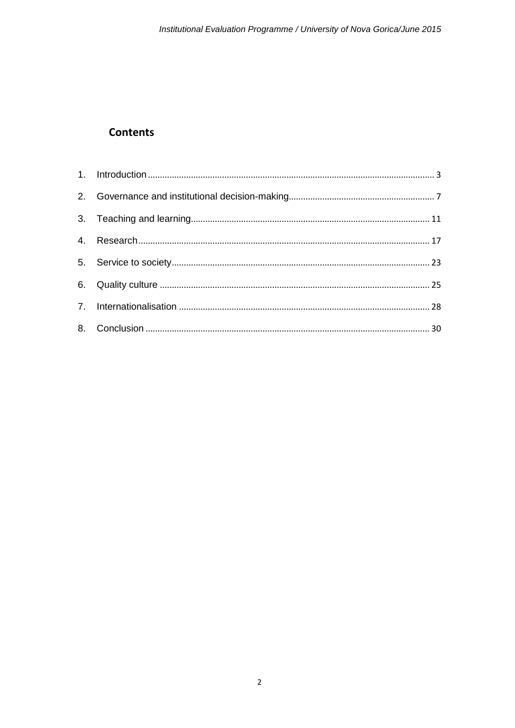## Contents

1. Introduction ........................................................................................................................ 3
2. Governance and institutional decision-making............................................................. 7
3. Teaching and learning.................................................................................................. 11
4. Research........................................................................................................................ 17
5. Service to society.......................................................................................................... 23
6. Quality culture ............................................................................................................... 25
7. Internationalisation ....................................................................................................... 28
8. Conclusion ..................................................................................................................... 30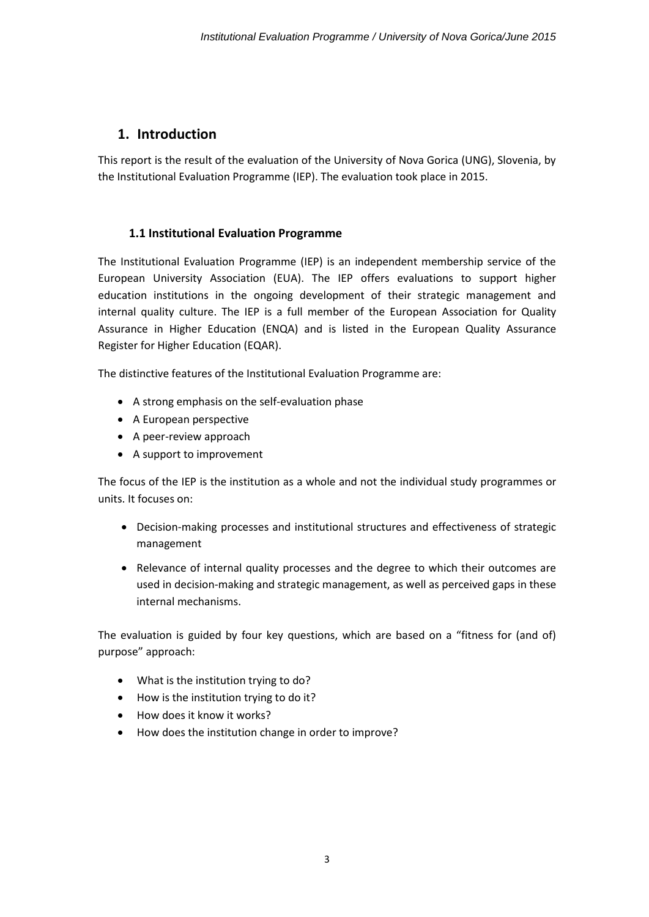# 1. Introduction

This report is the result of the evaluation of the University of Nova Gorica (UNG), Slovenia, by the Institutional Evaluation Programme (IEP). The evaluation took place in 2015.

## 1.1 Institutional Evaluation Programme

The Institutional Evaluation Programme (IEP) is an independent membership service of the European University Association (EUA). The IEP offers evaluations to support higher education institutions in the ongoing development of their strategic management and internal quality culture. The IEP is a full member of the European Association for Quality Assurance in Higher Education (ENQA) and is listed in the European Quality Assurance Register for Higher Education (EQAR).

The distinctive features of the Institutional Evaluation Programme are:

- A strong emphasis on the self-evaluation phase
- A European perspective
- A peer-review approach
- A support to improvement

The focus of the IEP is the institution as a whole and not the individual study programmes or units. It focuses on:

- Decision-making processes and institutional structures and effectiveness of strategic management
- Relevance of internal quality processes and the degree to which their outcomes are used in decision-making and strategic management, as well as perceived gaps in these internal mechanisms.

The evaluation is guided by four key questions, which are based on a "fitness for (and of) purpose" approach:

- What is the institution trying to do?
- How is the institution trying to do it?
- How does it know it works?
- How does the institution change in order to improve?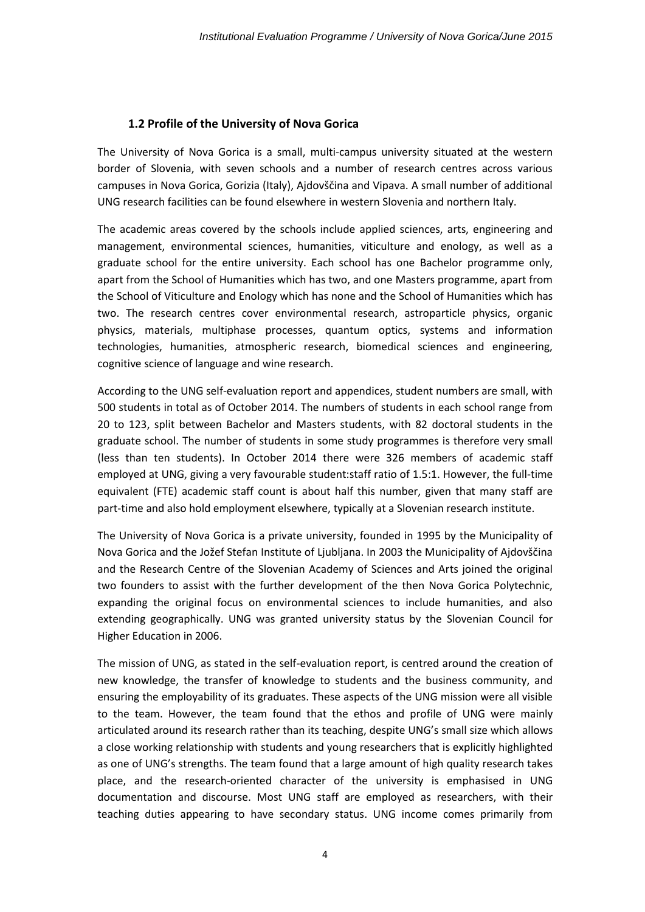### 1.2 Profile of the University of Nova Gorica

The University of Nova Gorica is a small, multi-campus university situated at the western border of Slovenia, with seven schools and a number of research centres across various campuses in Nova Gorica, Gorizia (Italy), Ajdovščina and Vipava. A small number of additional UNG research facilities can be found elsewhere in western Slovenia and northern Italy.

The academic areas covered by the schools include applied sciences, arts, engineering and management, environmental sciences, humanities, viticulture and enology, as well as a graduate school for the entire university. Each school has one Bachelor programme only, apart from the School of Humanities which has two, and one Masters programme, apart from the School of Viticulture and Enology which has none and the School of Humanities which has two. The research centres cover environmental research, astroparticle physics, organic physics, materials, multiphase processes, quantum optics, systems and information technologies, humanities, atmospheric research, biomedical sciences and engineering, cognitive science of language and wine research.

According to the UNG self-evaluation report and appendices, student numbers are small, with 500 students in total as of October 2014. The numbers of students in each school range from 20 to 123, split between Bachelor and Masters students, with 82 doctoral students in the graduate school. The number of students in some study programmes is therefore very small (less than ten students). In October 2014 there were 326 members of academic staff employed at UNG, giving a very favourable student:staff ratio of 1.5:1. However, the full-time equivalent (FTE) academic staff count is about half this number, given that many staff are part-time and also hold employment elsewhere, typically at a Slovenian research institute.

The University of Nova Gorica is a private university, founded in 1995 by the Municipality of Nova Gorica and the Jožef Stefan Institute of Ljubljana. In 2003 the Municipality of Ajdovščina and the Research Centre of the Slovenian Academy of Sciences and Arts joined the original two founders to assist with the further development of the then Nova Gorica Polytechnic, expanding the original focus on environmental sciences to include humanities, and also extending geographically. UNG was granted university status by the Slovenian Council for Higher Education in 2006.

The mission of UNG, as stated in the self-evaluation report, is centred around the creation of new knowledge, the transfer of knowledge to students and the business community, and ensuring the employability of its graduates. These aspects of the UNG mission were all visible to the team. However, the team found that the ethos and profile of UNG were mainly articulated around its research rather than its teaching, despite UNG's small size which allows a close working relationship with students and young researchers that is explicitly highlighted as one of UNG's strengths. The team found that a large amount of high quality research takes place, and the research-oriented character of the university is emphasised in UNG documentation and discourse. Most UNG staff are employed as researchers, with their teaching duties appearing to have secondary status. UNG income comes primarily from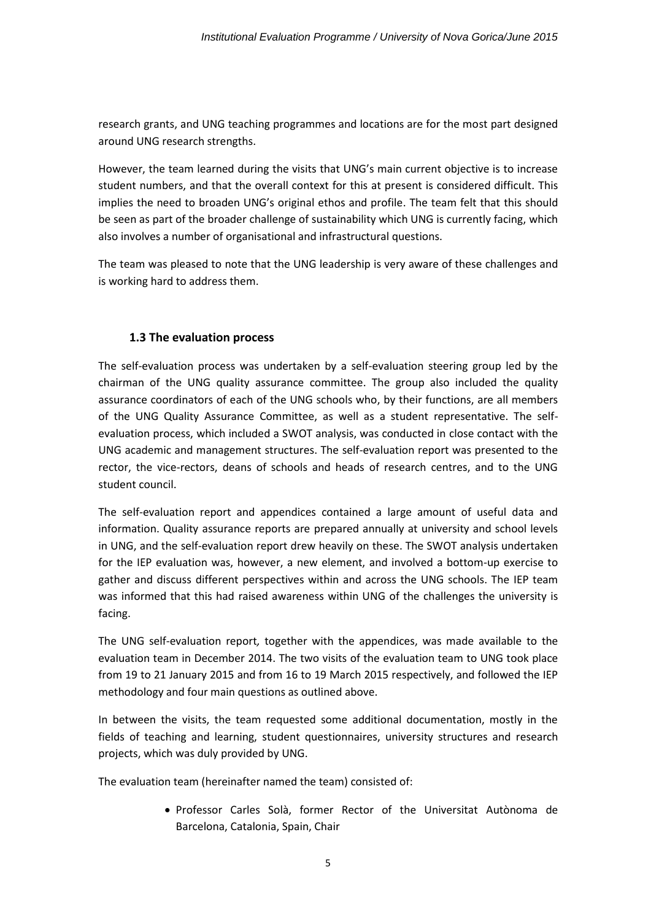research grants, and UNG teaching programmes and locations are for the most part designed around UNG research strengths.

However, the team learned during the visits that UNG's main current objective is to increase student numbers, and that the overall context for this at present is considered difficult. This implies the need to broaden UNG's original ethos and profile. The team felt that this should be seen as part of the broader challenge of sustainability which UNG is currently facing, which also involves a number of organisational and infrastructural questions.

The team was pleased to note that the UNG leadership is very aware of these challenges and is working hard to address them.

### 1.3 The evaluation process

The self-evaluation process was undertaken by a self-evaluation steering group led by the chairman of the UNG quality assurance committee. The group also included the quality assurance coordinators of each of the UNG schools who, by their functions, are all members of the UNG Quality Assurance Committee, as well as a student representative. The self-evaluation process, which included a SWOT analysis, was conducted in close contact with the UNG academic and management structures. The self-evaluation report was presented to the rector, the vice-rectors, deans of schools and heads of research centres, and to the UNG student council.

The self-evaluation report and appendices contained a large amount of useful data and information. Quality assurance reports are prepared annually at university and school levels in UNG, and the self-evaluation report drew heavily on these. The SWOT analysis undertaken for the IEP evaluation was, however, a new element, and involved a bottom-up exercise to gather and discuss different perspectives within and across the UNG schools. The IEP team was informed that this had raised awareness within UNG of the challenges the university is facing.

The UNG self-evaluation report, together with the appendices, was made available to the evaluation team in December 2014. The two visits of the evaluation team to UNG took place from 19 to 21 January 2015 and from 16 to 19 March 2015 respectively, and followed the IEP methodology and four main questions as outlined above.

In between the visits, the team requested some additional documentation, mostly in the fields of teaching and learning, student questionnaires, university structures and research projects, which was duly provided by UNG.

The evaluation team (hereinafter named the team) consisted of:

- Professor Carles Solà, former Rector of the Universitat Autònoma de Barcelona, Catalonia, Spain, Chair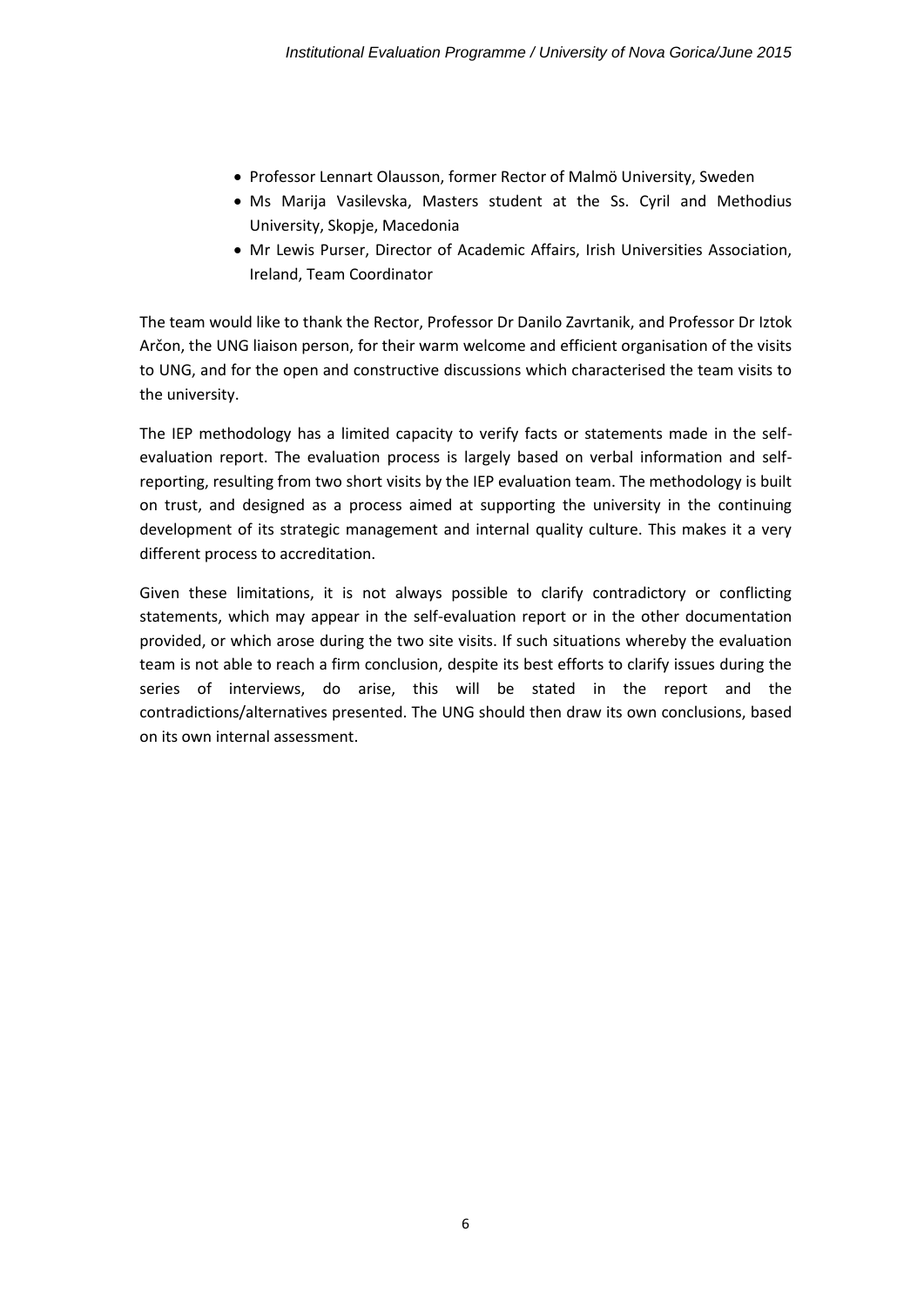- Professor Lennart Olausson, former Rector of Malmö University, Sweden
- Ms Marija Vasilevska, Masters student at the Ss. Cyril and Methodius University, Skopje, Macedonia
- Mr Lewis Purser, Director of Academic Affairs, Irish Universities Association, Ireland, Team Coordinator

The team would like to thank the Rector, Professor Dr Danilo Zavrtanik, and Professor Dr Iztok Arčon, the UNG liaison person, for their warm welcome and efficient organisation of the visits to UNG, and for the open and constructive discussions which characterised the team visits to the university.

The IEP methodology has a limited capacity to verify facts or statements made in the self-evaluation report. The evaluation process is largely based on verbal information and self-reporting, resulting from two short visits by the IEP evaluation team. The methodology is built on trust, and designed as a process aimed at supporting the university in the continuing development of its strategic management and internal quality culture. This makes it a very different process to accreditation.

Given these limitations, it is not always possible to clarify contradictory or conflicting statements, which may appear in the self-evaluation report or in the other documentation provided, or which arose during the two site visits. If such situations whereby the evaluation team is not able to reach a firm conclusion, despite its best efforts to clarify issues during the series of interviews, do arise, this will be stated in the report and the contradictions/alternatives presented. The UNG should then draw its own conclusions, based on its own internal assessment.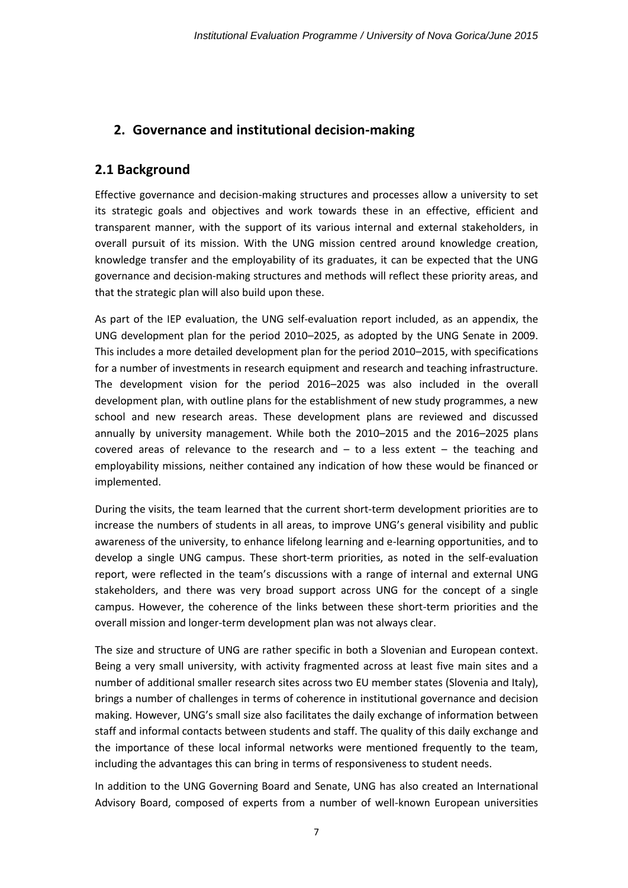## 2. Governance and institutional decision-making

## 2.1 Background

Effective governance and decision-making structures and processes allow a university to set its strategic goals and objectives and work towards these in an effective, efficient and transparent manner, with the support of its various internal and external stakeholders, in overall pursuit of its mission. With the UNG mission centred around knowledge creation, knowledge transfer and the employability of its graduates, it can be expected that the UNG governance and decision-making structures and methods will reflect these priority areas, and that the strategic plan will also build upon these.

As part of the IEP evaluation, the UNG self-evaluation report included, as an appendix, the UNG development plan for the period 2010–2025, as adopted by the UNG Senate in 2009. This includes a more detailed development plan for the period 2010–2015, with specifications for a number of investments in research equipment and research and teaching infrastructure. The development vision for the period 2016–2025 was also included in the overall development plan, with outline plans for the establishment of new study programmes, a new school and new research areas. These development plans are reviewed and discussed annually by university management. While both the 2010–2015 and the 2016–2025 plans covered areas of relevance to the research and – to a less extent – the teaching and employability missions, neither contained any indication of how these would be financed or implemented.

During the visits, the team learned that the current short-term development priorities are to increase the numbers of students in all areas, to improve UNG's general visibility and public awareness of the university, to enhance lifelong learning and e-learning opportunities, and to develop a single UNG campus. These short-term priorities, as noted in the self-evaluation report, were reflected in the team's discussions with a range of internal and external UNG stakeholders, and there was very broad support across UNG for the concept of a single campus. However, the coherence of the links between these short-term priorities and the overall mission and longer-term development plan was not always clear.

The size and structure of UNG are rather specific in both a Slovenian and European context. Being a very small university, with activity fragmented across at least five main sites and a number of additional smaller research sites across two EU member states (Slovenia and Italy), brings a number of challenges in terms of coherence in institutional governance and decision making. However, UNG's small size also facilitates the daily exchange of information between staff and informal contacts between students and staff. The quality of this daily exchange and the importance of these local informal networks were mentioned frequently to the team, including the advantages this can bring in terms of responsiveness to student needs.

In addition to the UNG Governing Board and Senate, UNG has also created an International Advisory Board, composed of experts from a number of well-known European universities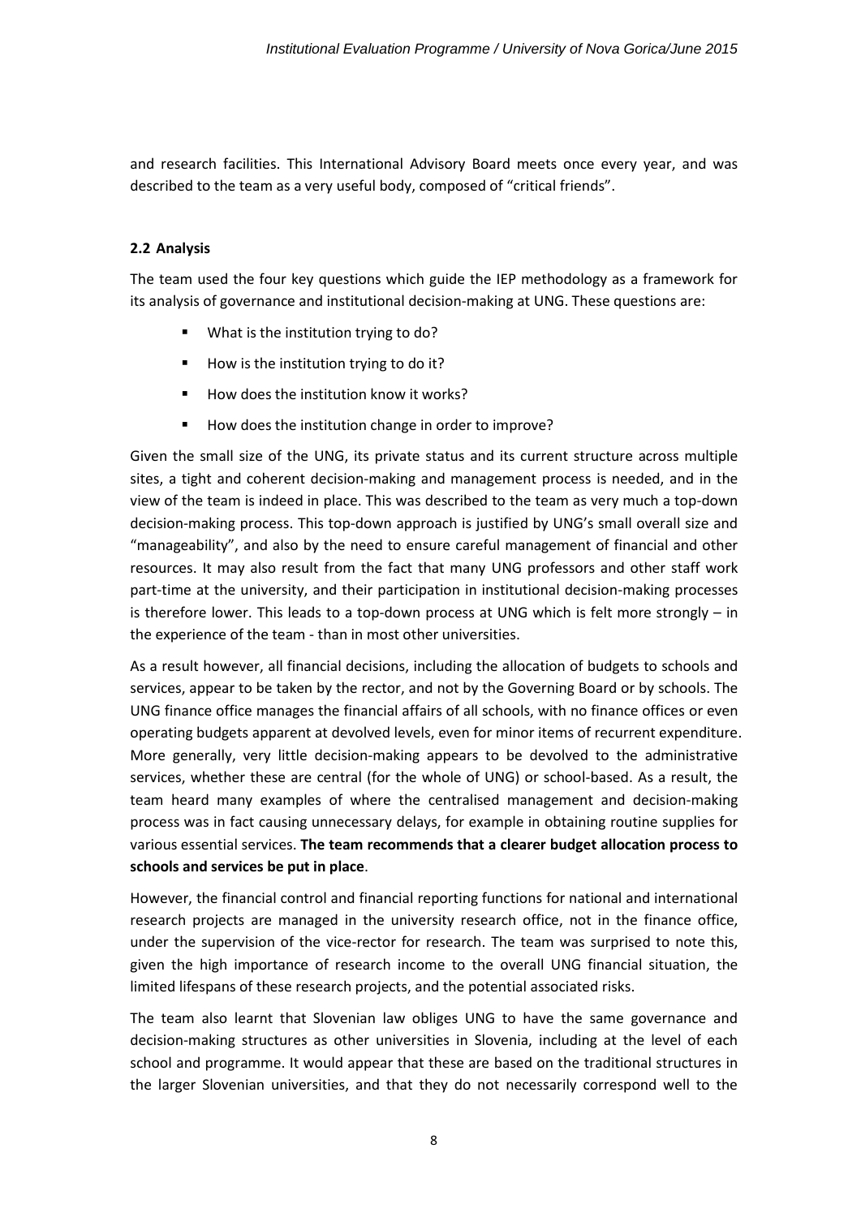and research facilities. This International Advisory Board meets once every year, and was described to the team as a very useful body, composed of "critical friends".

### 2.2 Analysis

The team used the four key questions which guide the IEP methodology as a framework for its analysis of governance and institutional decision-making at UNG. These questions are:

- What is the institution trying to do?
- How is the institution trying to do it?
- How does the institution know it works?
- How does the institution change in order to improve?

Given the small size of the UNG, its private status and its current structure across multiple sites, a tight and coherent decision-making and management process is needed, and in the view of the team is indeed in place. This was described to the team as very much a top-down decision-making process. This top-down approach is justified by UNG's small overall size and "manageability", and also by the need to ensure careful management of financial and other resources. It may also result from the fact that many UNG professors and other staff work part-time at the university, and their participation in institutional decision-making processes is therefore lower. This leads to a top-down process at UNG which is felt more strongly – in the experience of the team - than in most other universities.

As a result however, all financial decisions, including the allocation of budgets to schools and services, appear to be taken by the rector, and not by the Governing Board or by schools. The UNG finance office manages the financial affairs of all schools, with no finance offices or even operating budgets apparent at devolved levels, even for minor items of recurrent expenditure. More generally, very little decision-making appears to be devolved to the administrative services, whether these are central (for the whole of UNG) or school-based. As a result, the team heard many examples of where the centralised management and decision-making process was in fact causing unnecessary delays, for example in obtaining routine supplies for various essential services. **The team recommends that a clearer budget allocation process to schools and services be put in place**.

However, the financial control and financial reporting functions for national and international research projects are managed in the university research office, not in the finance office, under the supervision of the vice-rector for research. The team was surprised to note this, given the high importance of research income to the overall UNG financial situation, the limited lifespans of these research projects, and the potential associated risks.

The team also learnt that Slovenian law obliges UNG to have the same governance and decision-making structures as other universities in Slovenia, including at the level of each school and programme. It would appear that these are based on the traditional structures in the larger Slovenian universities, and that they do not necessarily correspond well to the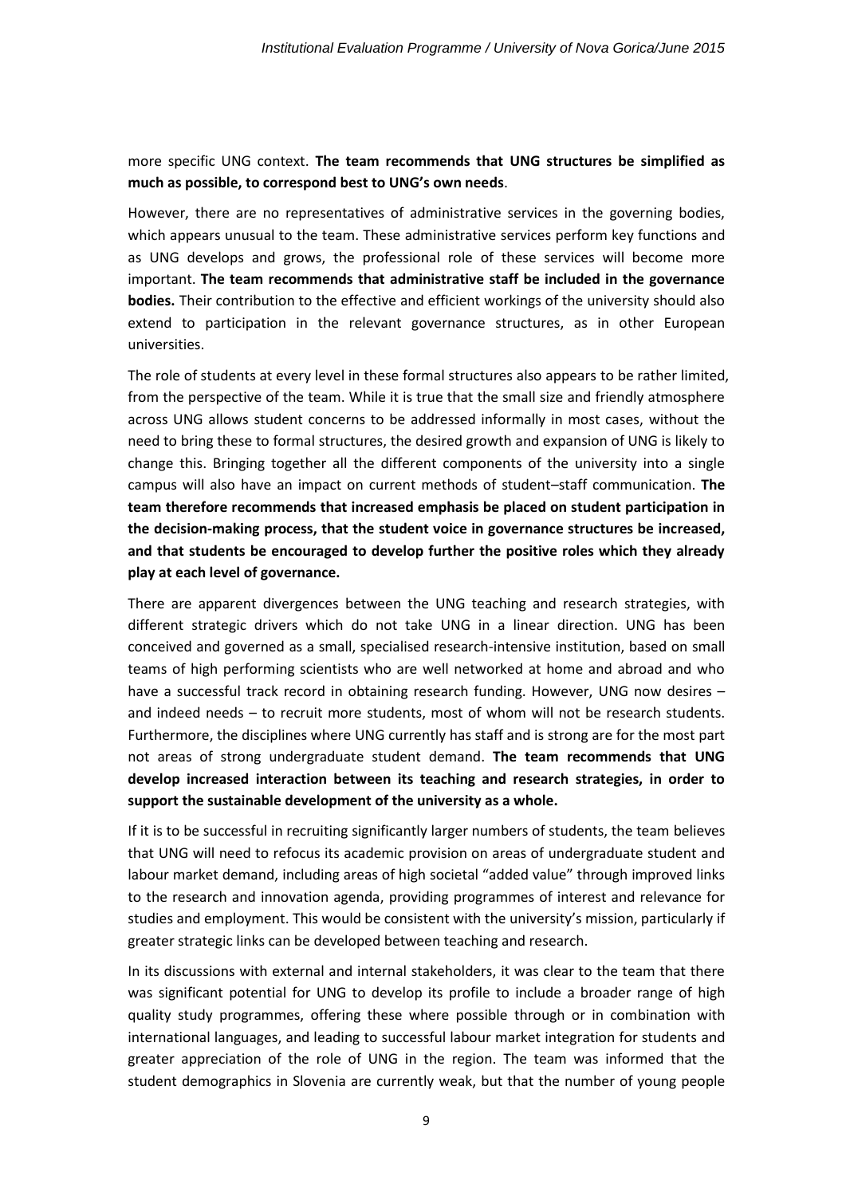more specific UNG context. **The team recommends that UNG structures be simplified as much as possible, to correspond best to UNG's own needs**.

However, there are no representatives of administrative services in the governing bodies, which appears unusual to the team. These administrative services perform key functions and as UNG develops and grows, the professional role of these services will become more important. **The team recommends that administrative staff be included in the governance bodies.** Their contribution to the effective and efficient workings of the university should also extend to participation in the relevant governance structures, as in other European universities.

The role of students at every level in these formal structures also appears to be rather limited, from the perspective of the team. While it is true that the small size and friendly atmosphere across UNG allows student concerns to be addressed informally in most cases, without the need to bring these to formal structures, the desired growth and expansion of UNG is likely to change this. Bringing together all the different components of the university into a single campus will also have an impact on current methods of student–staff communication. **The team therefore recommends that increased emphasis be placed on student participation in the decision-making process, that the student voice in governance structures be increased, and that students be encouraged to develop further the positive roles which they already play at each level of governance.**

There are apparent divergences between the UNG teaching and research strategies, with different strategic drivers which do not take UNG in a linear direction. UNG has been conceived and governed as a small, specialised research-intensive institution, based on small teams of high performing scientists who are well networked at home and abroad and who have a successful track record in obtaining research funding. However, UNG now desires – and indeed needs – to recruit more students, most of whom will not be research students. Furthermore, the disciplines where UNG currently has staff and is strong are for the most part not areas of strong undergraduate student demand. **The team recommends that UNG develop increased interaction between its teaching and research strategies, in order to support the sustainable development of the university as a whole.**

If it is to be successful in recruiting significantly larger numbers of students, the team believes that UNG will need to refocus its academic provision on areas of undergraduate student and labour market demand, including areas of high societal "added value" through improved links to the research and innovation agenda, providing programmes of interest and relevance for studies and employment. This would be consistent with the university's mission, particularly if greater strategic links can be developed between teaching and research.

In its discussions with external and internal stakeholders, it was clear to the team that there was significant potential for UNG to develop its profile to include a broader range of high quality study programmes, offering these where possible through or in combination with international languages, and leading to successful labour market integration for students and greater appreciation of the role of UNG in the region. The team was informed that the student demographics in Slovenia are currently weak, but that the number of young people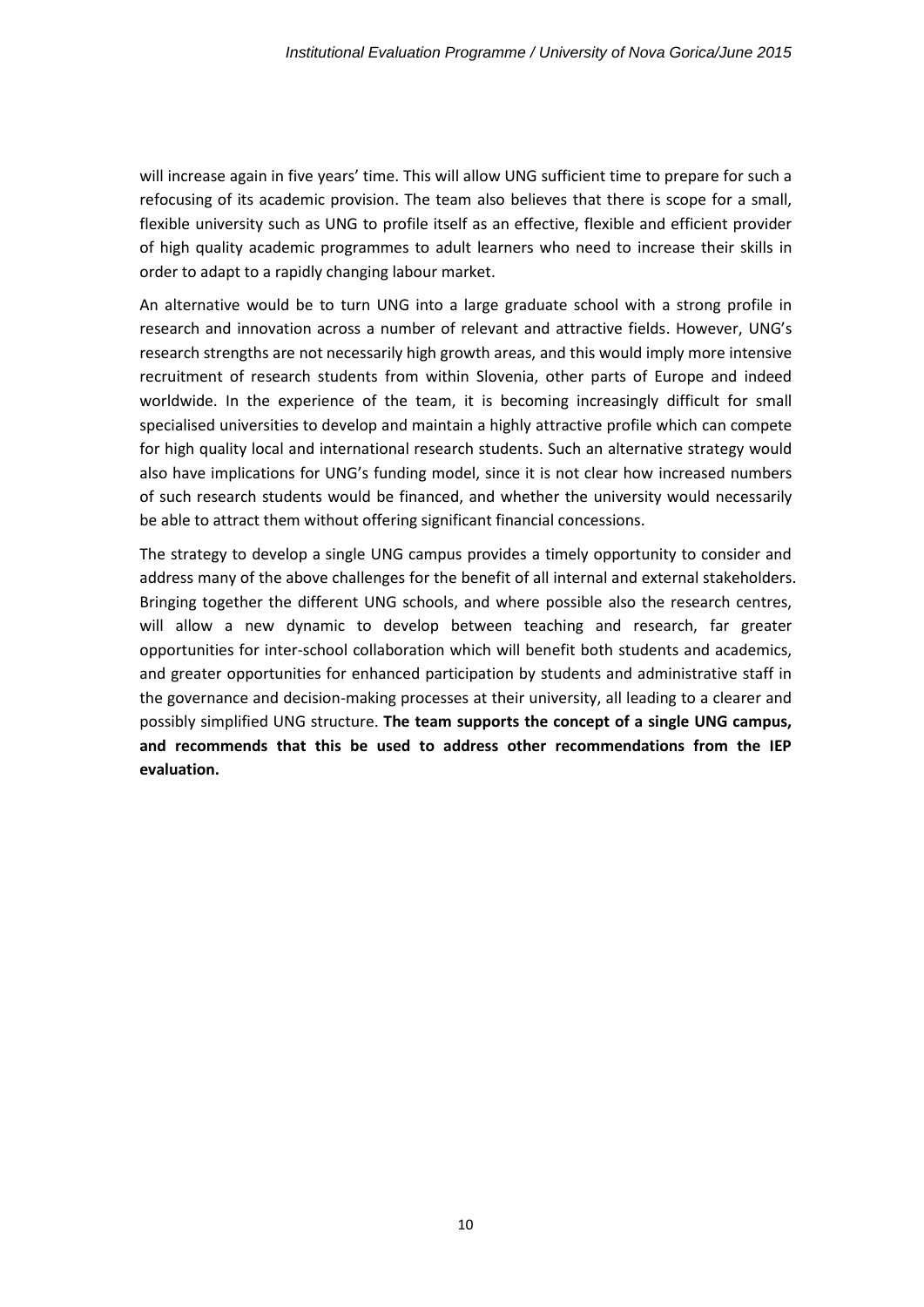will increase again in five years' time. This will allow UNG sufficient time to prepare for such a refocusing of its academic provision. The team also believes that there is scope for a small, flexible university such as UNG to profile itself as an effective, flexible and efficient provider of high quality academic programmes to adult learners who need to increase their skills in order to adapt to a rapidly changing labour market.

An alternative would be to turn UNG into a large graduate school with a strong profile in research and innovation across a number of relevant and attractive fields. However, UNG's research strengths are not necessarily high growth areas, and this would imply more intensive recruitment of research students from within Slovenia, other parts of Europe and indeed worldwide. In the experience of the team, it is becoming increasingly difficult for small specialised universities to develop and maintain a highly attractive profile which can compete for high quality local and international research students. Such an alternative strategy would also have implications for UNG's funding model, since it is not clear how increased numbers of such research students would be financed, and whether the university would necessarily be able to attract them without offering significant financial concessions.

The strategy to develop a single UNG campus provides a timely opportunity to consider and address many of the above challenges for the benefit of all internal and external stakeholders. Bringing together the different UNG schools, and where possible also the research centres, will allow a new dynamic to develop between teaching and research, far greater opportunities for inter-school collaboration which will benefit both students and academics, and greater opportunities for enhanced participation by students and administrative staff in the governance and decision-making processes at their university, all leading to a clearer and possibly simplified UNG structure. **The team supports the concept of a single UNG campus, and recommends that this be used to address other recommendations from the IEP evaluation.**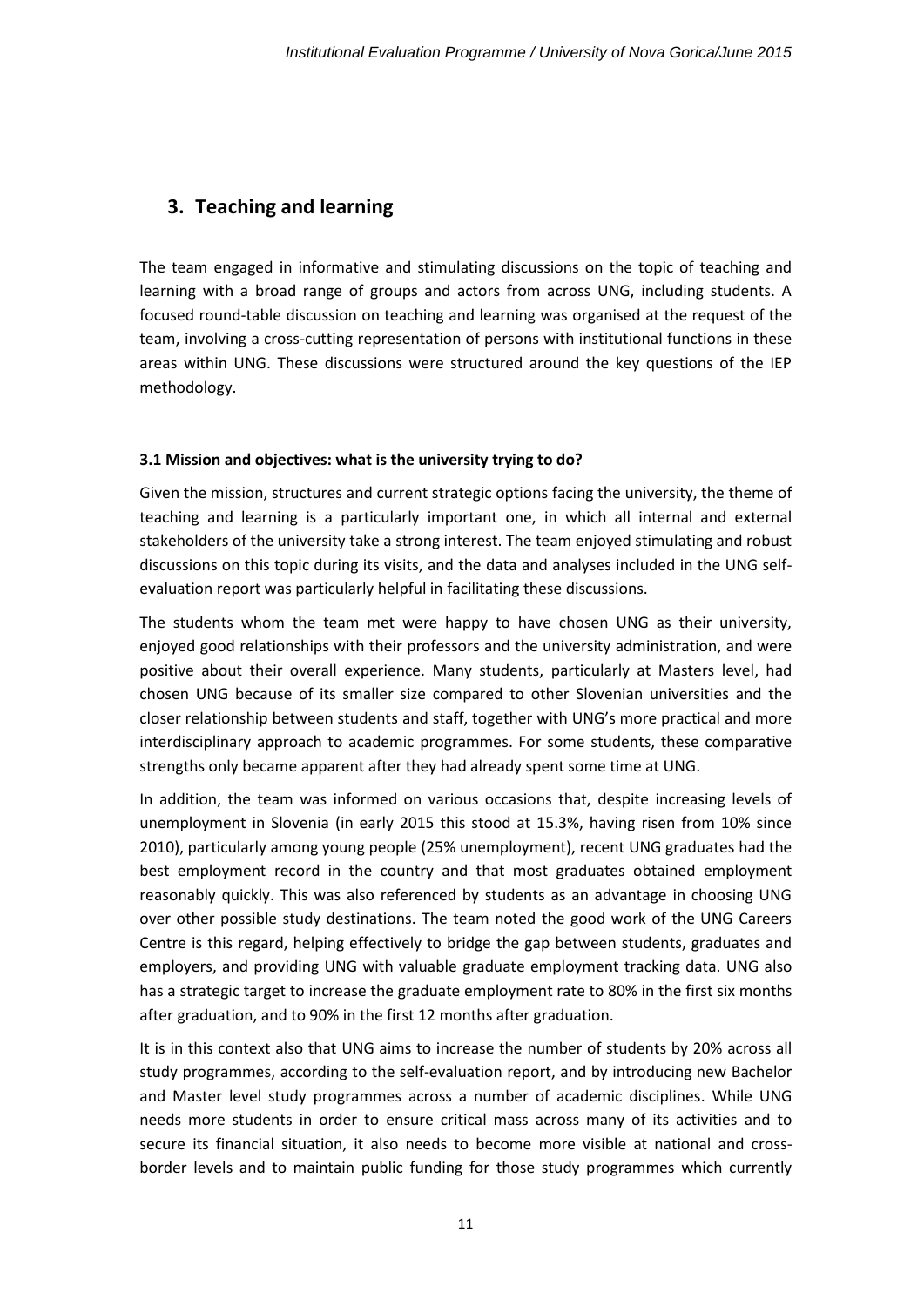## 3. Teaching and learning

The team engaged in informative and stimulating discussions on the topic of teaching and learning with a broad range of groups and actors from across UNG, including students. A focused round-table discussion on teaching and learning was organised at the request of the team, involving a cross-cutting representation of persons with institutional functions in these areas within UNG. These discussions were structured around the key questions of the IEP methodology.

### 3.1 Mission and objectives: what is the university trying to do?

Given the mission, structures and current strategic options facing the university, the theme of teaching and learning is a particularly important one, in which all internal and external stakeholders of the university take a strong interest. The team enjoyed stimulating and robust discussions on this topic during its visits, and the data and analyses included in the UNG self-evaluation report was particularly helpful in facilitating these discussions.

The students whom the team met were happy to have chosen UNG as their university, enjoyed good relationships with their professors and the university administration, and were positive about their overall experience. Many students, particularly at Masters level, had chosen UNG because of its smaller size compared to other Slovenian universities and the closer relationship between students and staff, together with UNG's more practical and more interdisciplinary approach to academic programmes. For some students, these comparative strengths only became apparent after they had already spent some time at UNG.

In addition, the team was informed on various occasions that, despite increasing levels of unemployment in Slovenia (in early 2015 this stood at 15.3%, having risen from 10% since 2010), particularly among young people (25% unemployment), recent UNG graduates had the best employment record in the country and that most graduates obtained employment reasonably quickly. This was also referenced by students as an advantage in choosing UNG over other possible study destinations. The team noted the good work of the UNG Careers Centre is this regard, helping effectively to bridge the gap between students, graduates and employers, and providing UNG with valuable graduate employment tracking data. UNG also has a strategic target to increase the graduate employment rate to 80% in the first six months after graduation, and to 90% in the first 12 months after graduation.

It is in this context also that UNG aims to increase the number of students by 20% across all study programmes, according to the self-evaluation report, and by introducing new Bachelor and Master level study programmes across a number of academic disciplines. While UNG needs more students in order to ensure critical mass across many of its activities and to secure its financial situation, it also needs to become more visible at national and cross-border levels and to maintain public funding for those study programmes which currently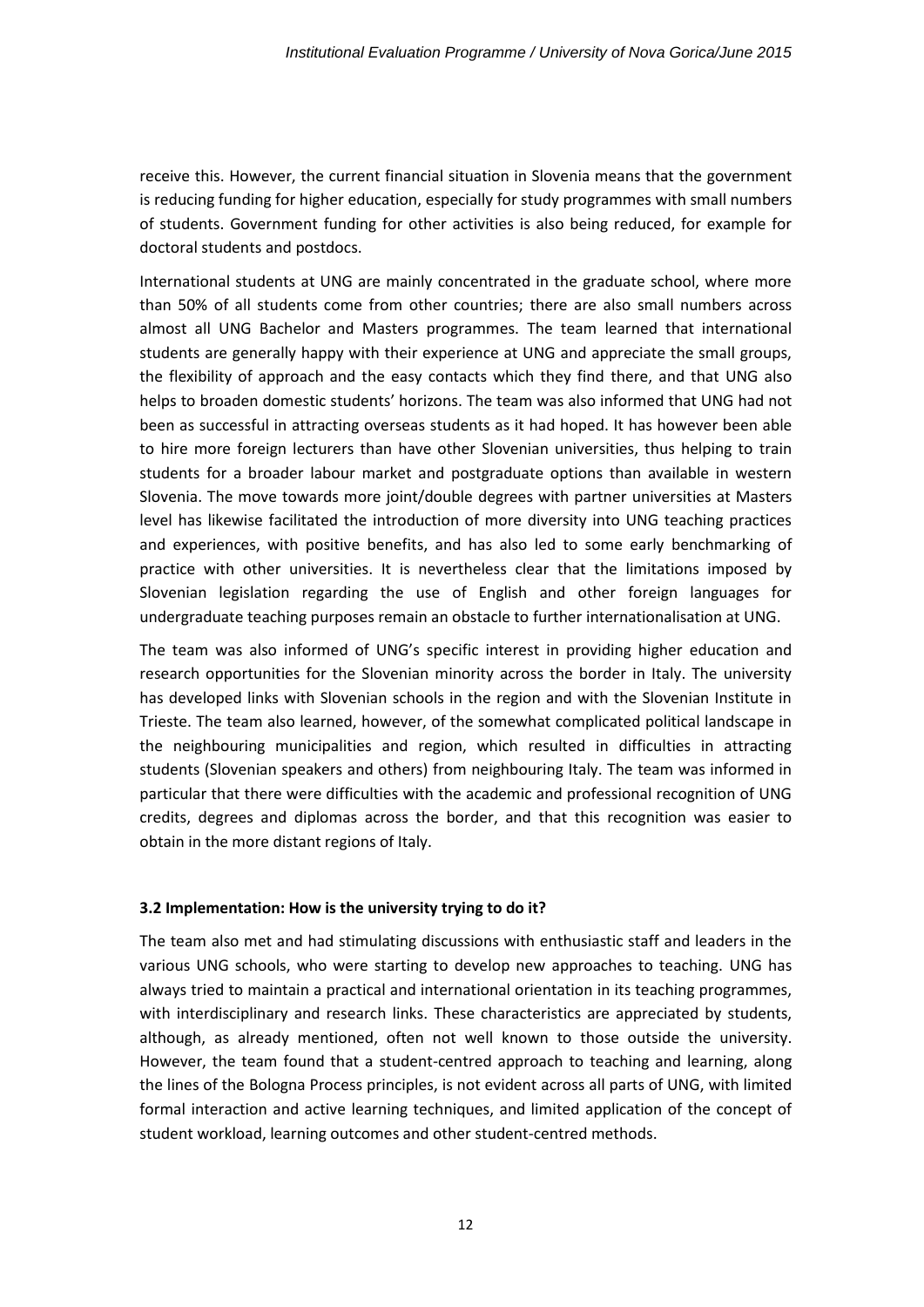receive this. However, the current financial situation in Slovenia means that the government is reducing funding for higher education, especially for study programmes with small numbers of students. Government funding for other activities is also being reduced, for example for doctoral students and postdocs.

International students at UNG are mainly concentrated in the graduate school, where more than 50% of all students come from other countries; there are also small numbers across almost all UNG Bachelor and Masters programmes. The team learned that international students are generally happy with their experience at UNG and appreciate the small groups, the flexibility of approach and the easy contacts which they find there, and that UNG also helps to broaden domestic students' horizons. The team was also informed that UNG had not been as successful in attracting overseas students as it had hoped. It has however been able to hire more foreign lecturers than have other Slovenian universities, thus helping to train students for a broader labour market and postgraduate options than available in western Slovenia. The move towards more joint/double degrees with partner universities at Masters level has likewise facilitated the introduction of more diversity into UNG teaching practices and experiences, with positive benefits, and has also led to some early benchmarking of practice with other universities. It is nevertheless clear that the limitations imposed by Slovenian legislation regarding the use of English and other foreign languages for undergraduate teaching purposes remain an obstacle to further internationalisation at UNG.

The team was also informed of UNG's specific interest in providing higher education and research opportunities for the Slovenian minority across the border in Italy. The university has developed links with Slovenian schools in the region and with the Slovenian Institute in Trieste. The team also learned, however, of the somewhat complicated political landscape in the neighbouring municipalities and region, which resulted in difficulties in attracting students (Slovenian speakers and others) from neighbouring Italy. The team was informed in particular that there were difficulties with the academic and professional recognition of UNG credits, degrees and diplomas across the border, and that this recognition was easier to obtain in the more distant regions of Italy.

### 3.2 Implementation: How is the university trying to do it?

The team also met and had stimulating discussions with enthusiastic staff and leaders in the various UNG schools, who were starting to develop new approaches to teaching. UNG has always tried to maintain a practical and international orientation in its teaching programmes, with interdisciplinary and research links. These characteristics are appreciated by students, although, as already mentioned, often not well known to those outside the university. However, the team found that a student-centred approach to teaching and learning, along the lines of the Bologna Process principles, is not evident across all parts of UNG, with limited formal interaction and active learning techniques, and limited application of the concept of student workload, learning outcomes and other student-centred methods.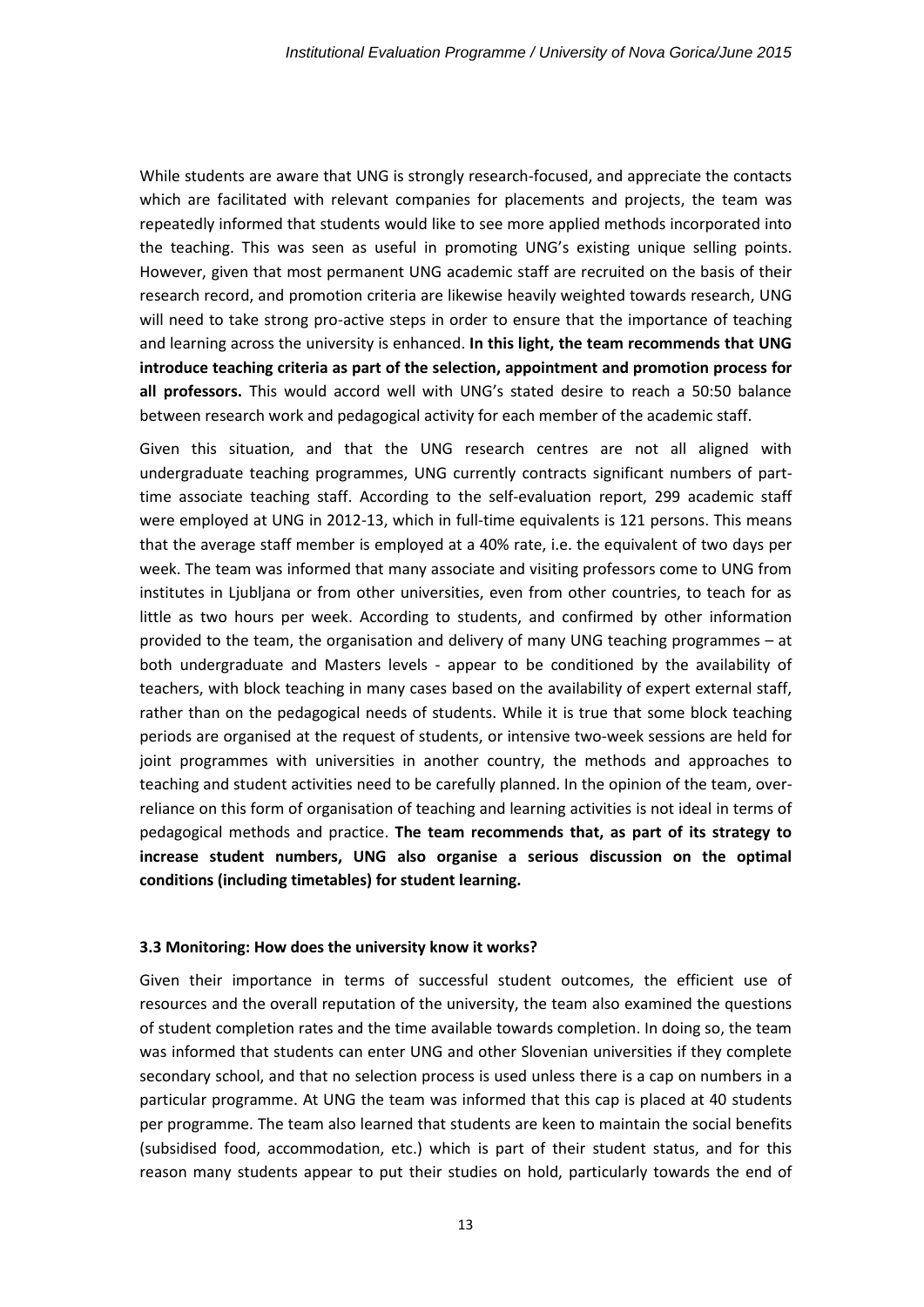While students are aware that UNG is strongly research-focused, and appreciate the contacts which are facilitated with relevant companies for placements and projects, the team was repeatedly informed that students would like to see more applied methods incorporated into the teaching. This was seen as useful in promoting UNG's existing unique selling points. However, given that most permanent UNG academic staff are recruited on the basis of their research record, and promotion criteria are likewise heavily weighted towards research, UNG will need to take strong pro-active steps in order to ensure that the importance of teaching and learning across the university is enhanced. **In this light, the team recommends that UNG introduce teaching criteria as part of the selection, appointment and promotion process for all professors.** This would accord well with UNG's stated desire to reach a 50:50 balance between research work and pedagogical activity for each member of the academic staff.

Given this situation, and that the UNG research centres are not all aligned with undergraduate teaching programmes, UNG currently contracts significant numbers of part-time associate teaching staff. According to the self-evaluation report, 299 academic staff were employed at UNG in 2012-13, which in full-time equivalents is 121 persons. This means that the average staff member is employed at a 40% rate, i.e. the equivalent of two days per week. The team was informed that many associate and visiting professors come to UNG from institutes in Ljubljana or from other universities, even from other countries, to teach for as little as two hours per week. According to students, and confirmed by other information provided to the team, the organisation and delivery of many UNG teaching programmes – at both undergraduate and Masters levels - appear to be conditioned by the availability of teachers, with block teaching in many cases based on the availability of expert external staff, rather than on the pedagogical needs of students. While it is true that some block teaching periods are organised at the request of students, or intensive two-week sessions are held for joint programmes with universities in another country, the methods and approaches to teaching and student activities need to be carefully planned. In the opinion of the team, over-reliance on this form of organisation of teaching and learning activities is not ideal in terms of pedagogical methods and practice. **The team recommends that, as part of its strategy to increase student numbers, UNG also organise a serious discussion on the optimal conditions (including timetables) for student learning.**

### 3.3 Monitoring: How does the university know it works?

Given their importance in terms of successful student outcomes, the efficient use of resources and the overall reputation of the university, the team also examined the questions of student completion rates and the time available towards completion. In doing so, the team was informed that students can enter UNG and other Slovenian universities if they complete secondary school, and that no selection process is used unless there is a cap on numbers in a particular programme. At UNG the team was informed that this cap is placed at 40 students per programme. The team also learned that students are keen to maintain the social benefits (subsidised food, accommodation, etc.) which is part of their student status, and for this reason many students appear to put their studies on hold, particularly towards the end of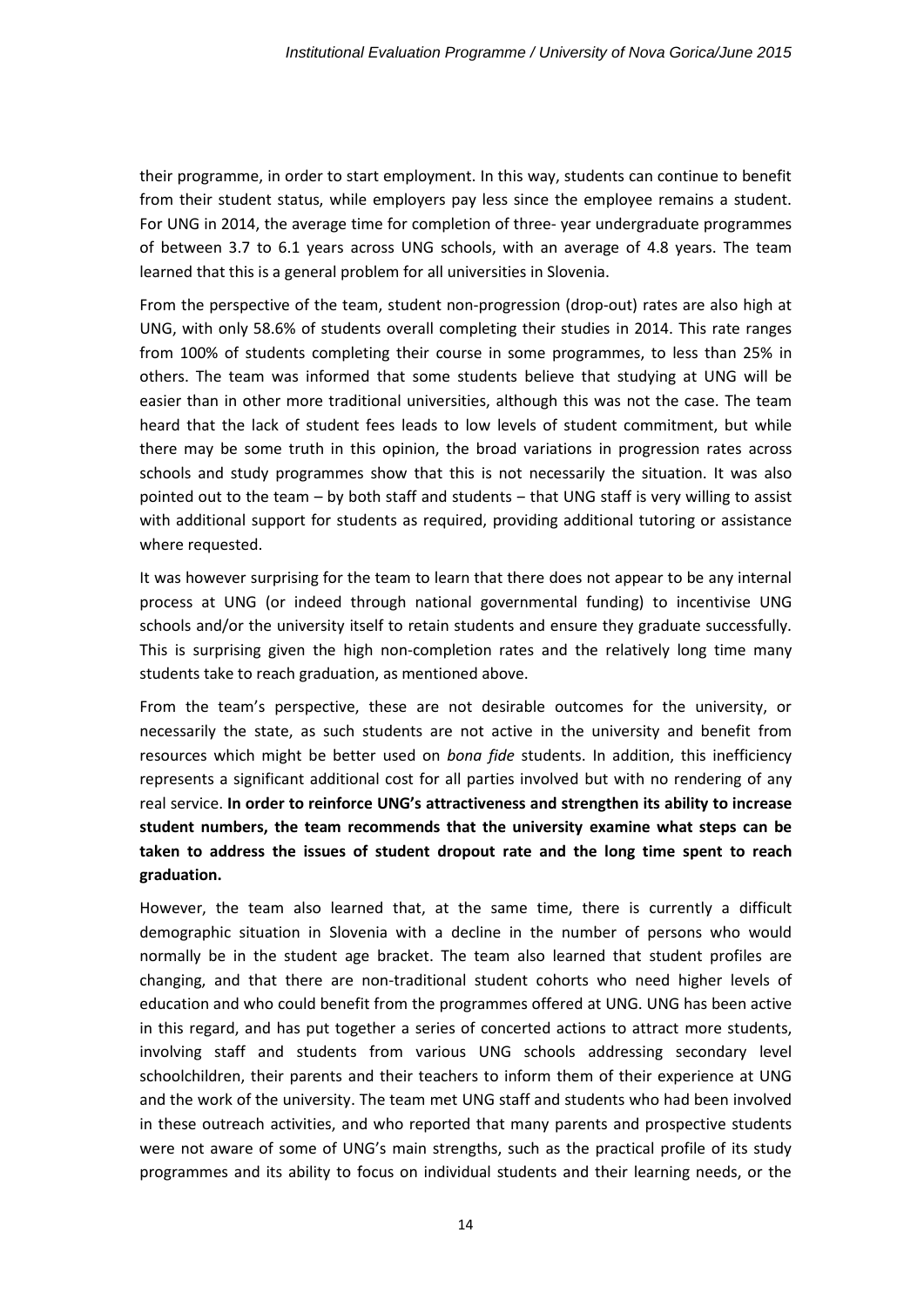their programme, in order to start employment. In this way, students can continue to benefit from their student status, while employers pay less since the employee remains a student. For UNG in 2014, the average time for completion of three- year undergraduate programmes of between 3.7 to 6.1 years across UNG schools, with an average of 4.8 years. The team learned that this is a general problem for all universities in Slovenia.

From the perspective of the team, student non-progression (drop-out) rates are also high at UNG, with only 58.6% of students overall completing their studies in 2014. This rate ranges from 100% of students completing their course in some programmes, to less than 25% in others. The team was informed that some students believe that studying at UNG will be easier than in other more traditional universities, although this was not the case. The team heard that the lack of student fees leads to low levels of student commitment, but while there may be some truth in this opinion, the broad variations in progression rates across schools and study programmes show that this is not necessarily the situation. It was also pointed out to the team – by both staff and students – that UNG staff is very willing to assist with additional support for students as required, providing additional tutoring or assistance where requested.

It was however surprising for the team to learn that there does not appear to be any internal process at UNG (or indeed through national governmental funding) to incentivise UNG schools and/or the university itself to retain students and ensure they graduate successfully. This is surprising given the high non-completion rates and the relatively long time many students take to reach graduation, as mentioned above.

From the team's perspective, these are not desirable outcomes for the university, or necessarily the state, as such students are not active in the university and benefit from resources which might be better used on *bona fide* students. In addition, this inefficiency represents a significant additional cost for all parties involved but with no rendering of any real service. **In order to reinforce UNG's attractiveness and strengthen its ability to increase student numbers, the team recommends that the university examine what steps can be taken to address the issues of student dropout rate and the long time spent to reach graduation.**

However, the team also learned that, at the same time, there is currently a difficult demographic situation in Slovenia with a decline in the number of persons who would normally be in the student age bracket. The team also learned that student profiles are changing, and that there are non-traditional student cohorts who need higher levels of education and who could benefit from the programmes offered at UNG. UNG has been active in this regard, and has put together a series of concerted actions to attract more students, involving staff and students from various UNG schools addressing secondary level schoolchildren, their parents and their teachers to inform them of their experience at UNG and the work of the university. The team met UNG staff and students who had been involved in these outreach activities, and who reported that many parents and prospective students were not aware of some of UNG's main strengths, such as the practical profile of its study programmes and its ability to focus on individual students and their learning needs, or the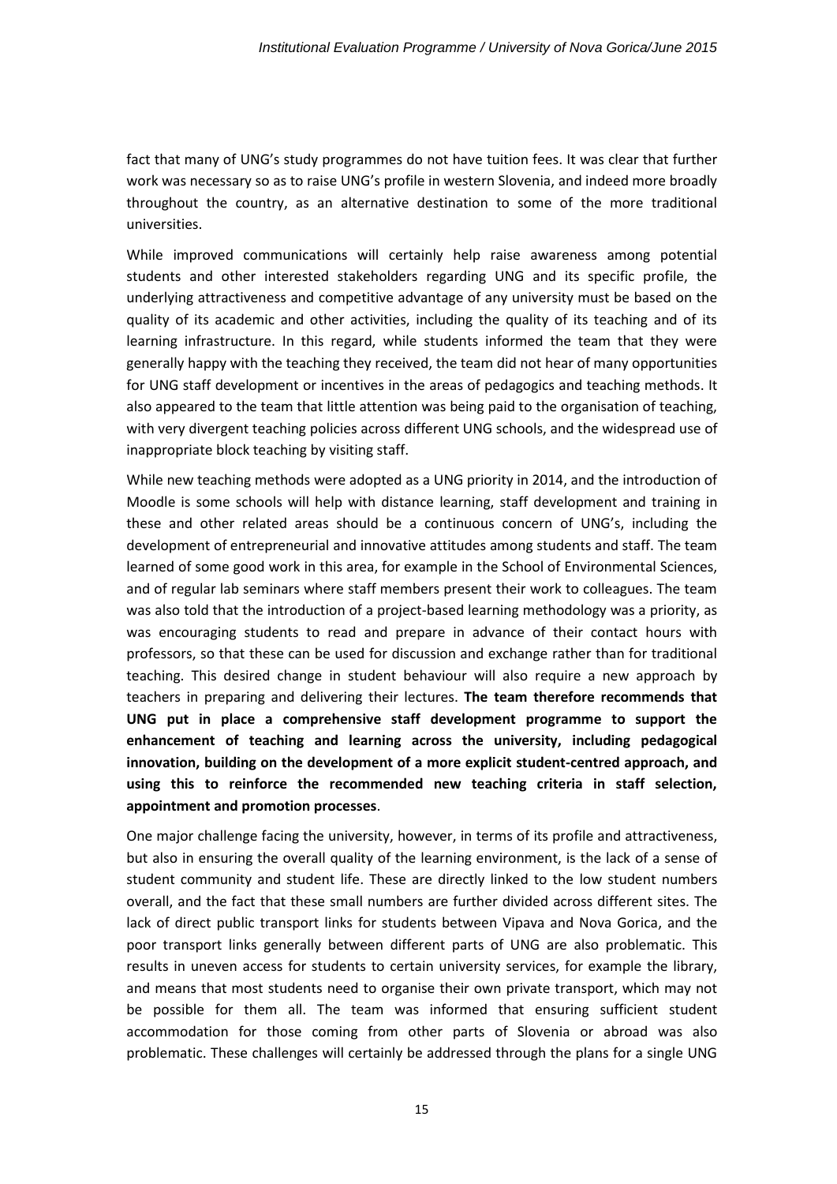fact that many of UNG's study programmes do not have tuition fees. It was clear that further work was necessary so as to raise UNG's profile in western Slovenia, and indeed more broadly throughout the country, as an alternative destination to some of the more traditional universities.

While improved communications will certainly help raise awareness among potential students and other interested stakeholders regarding UNG and its specific profile, the underlying attractiveness and competitive advantage of any university must be based on the quality of its academic and other activities, including the quality of its teaching and of its learning infrastructure. In this regard, while students informed the team that they were generally happy with the teaching they received, the team did not hear of many opportunities for UNG staff development or incentives in the areas of pedagogics and teaching methods. It also appeared to the team that little attention was being paid to the organisation of teaching, with very divergent teaching policies across different UNG schools, and the widespread use of inappropriate block teaching by visiting staff.

While new teaching methods were adopted as a UNG priority in 2014, and the introduction of Moodle is some schools will help with distance learning, staff development and training in these and other related areas should be a continuous concern of UNG's, including the development of entrepreneurial and innovative attitudes among students and staff. The team learned of some good work in this area, for example in the School of Environmental Sciences, and of regular lab seminars where staff members present their work to colleagues. The team was also told that the introduction of a project-based learning methodology was a priority, as was encouraging students to read and prepare in advance of their contact hours with professors, so that these can be used for discussion and exchange rather than for traditional teaching. This desired change in student behaviour will also require a new approach by teachers in preparing and delivering their lectures. **The team therefore recommends that UNG put in place a comprehensive staff development programme to support the enhancement of teaching and learning across the university, including pedagogical innovation, building on the development of a more explicit student-centred approach, and using this to reinforce the recommended new teaching criteria in staff selection, appointment and promotion processes**.

One major challenge facing the university, however, in terms of its profile and attractiveness, but also in ensuring the overall quality of the learning environment, is the lack of a sense of student community and student life. These are directly linked to the low student numbers overall, and the fact that these small numbers are further divided across different sites. The lack of direct public transport links for students between Vipava and Nova Gorica, and the poor transport links generally between different parts of UNG are also problematic. This results in uneven access for students to certain university services, for example the library, and means that most students need to organise their own private transport, which may not be possible for them all. The team was informed that ensuring sufficient student accommodation for those coming from other parts of Slovenia or abroad was also problematic. These challenges will certainly be addressed through the plans for a single UNG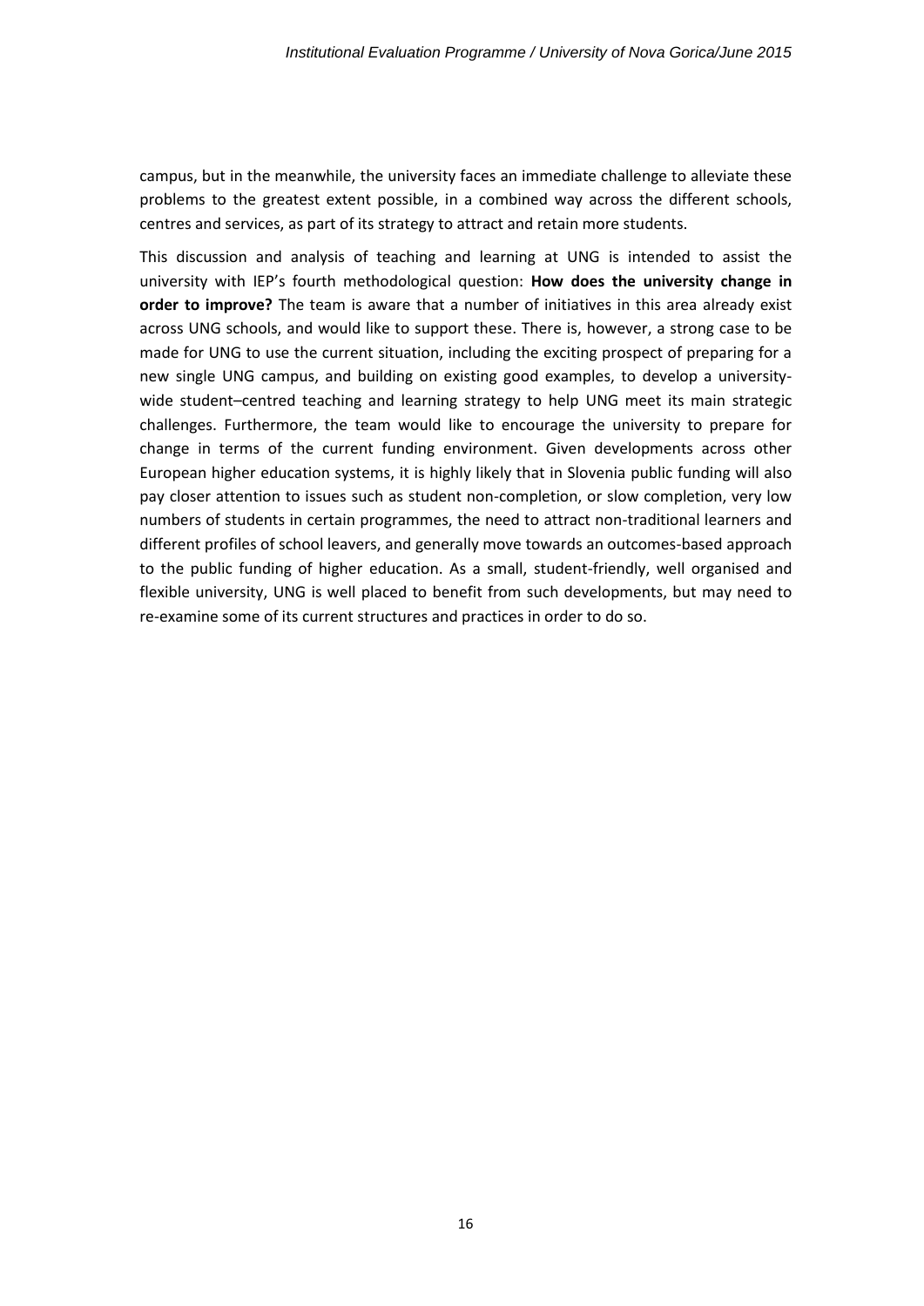campus, but in the meanwhile, the university faces an immediate challenge to alleviate these problems to the greatest extent possible, in a combined way across the different schools, centres and services, as part of its strategy to attract and retain more students.

This discussion and analysis of teaching and learning at UNG is intended to assist the university with IEP's fourth methodological question: **How does the university change in order to improve?** The team is aware that a number of initiatives in this area already exist across UNG schools, and would like to support these. There is, however, a strong case to be made for UNG to use the current situation, including the exciting prospect of preparing for a new single UNG campus, and building on existing good examples, to develop a university-wide student–centred teaching and learning strategy to help UNG meet its main strategic challenges. Furthermore, the team would like to encourage the university to prepare for change in terms of the current funding environment. Given developments across other European higher education systems, it is highly likely that in Slovenia public funding will also pay closer attention to issues such as student non-completion, or slow completion, very low numbers of students in certain programmes, the need to attract non-traditional learners and different profiles of school leavers, and generally move towards an outcomes-based approach to the public funding of higher education. As a small, student-friendly, well organised and flexible university, UNG is well placed to benefit from such developments, but may need to re-examine some of its current structures and practices in order to do so.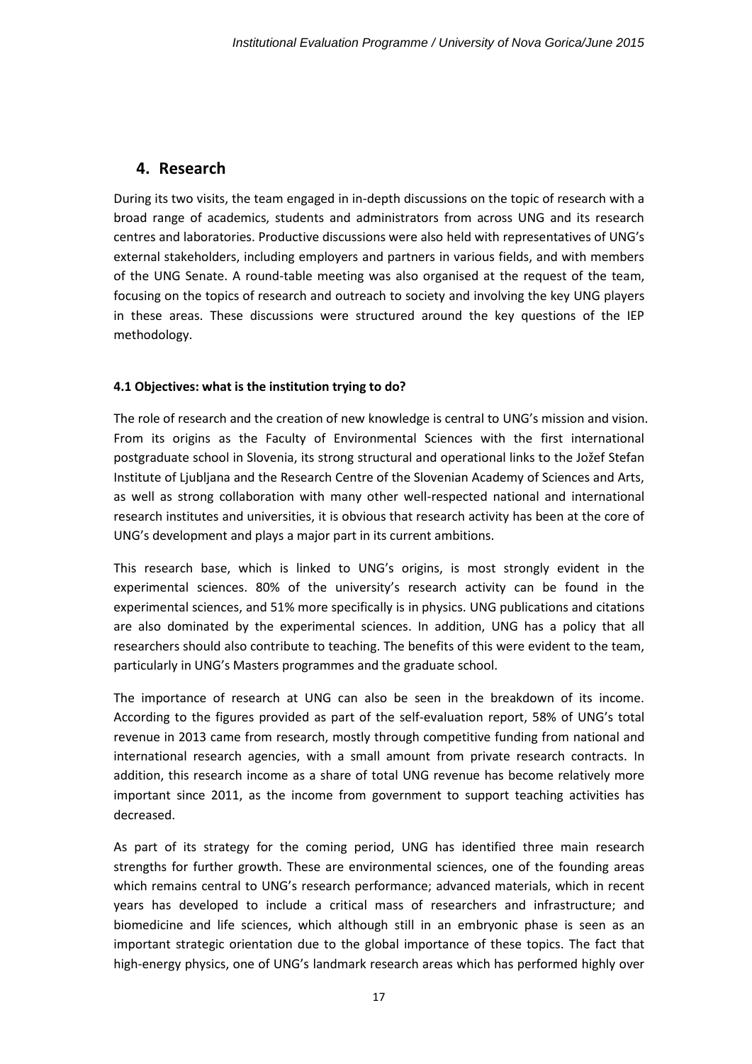## 4. Research

During its two visits, the team engaged in in-depth discussions on the topic of research with a broad range of academics, students and administrators from across UNG and its research centres and laboratories. Productive discussions were also held with representatives of UNG's external stakeholders, including employers and partners in various fields, and with members of the UNG Senate. A round-table meeting was also organised at the request of the team, focusing on the topics of research and outreach to society and involving the key UNG players in these areas. These discussions were structured around the key questions of the IEP methodology.

**4.1 Objectives: what is the institution trying to do?**

The role of research and the creation of new knowledge is central to UNG's mission and vision. From its origins as the Faculty of Environmental Sciences with the first international postgraduate school in Slovenia, its strong structural and operational links to the Jožef Stefan Institute of Ljubljana and the Research Centre of the Slovenian Academy of Sciences and Arts, as well as strong collaboration with many other well-respected national and international research institutes and universities, it is obvious that research activity has been at the core of UNG's development and plays a major part in its current ambitions.

This research base, which is linked to UNG's origins, is most strongly evident in the experimental sciences. 80% of the university's research activity can be found in the experimental sciences, and 51% more specifically is in physics. UNG publications and citations are also dominated by the experimental sciences. In addition, UNG has a policy that all researchers should also contribute to teaching. The benefits of this were evident to the team, particularly in UNG's Masters programmes and the graduate school.

The importance of research at UNG can also be seen in the breakdown of its income. According to the figures provided as part of the self-evaluation report, 58% of UNG's total revenue in 2013 came from research, mostly through competitive funding from national and international research agencies, with a small amount from private research contracts. In addition, this research income as a share of total UNG revenue has become relatively more important since 2011, as the income from government to support teaching activities has decreased.

As part of its strategy for the coming period, UNG has identified three main research strengths for further growth. These are environmental sciences, one of the founding areas which remains central to UNG's research performance; advanced materials, which in recent years has developed to include a critical mass of researchers and infrastructure; and biomedicine and life sciences, which although still in an embryonic phase is seen as an important strategic orientation due to the global importance of these topics. The fact that high-energy physics, one of UNG's landmark research areas which has performed highly over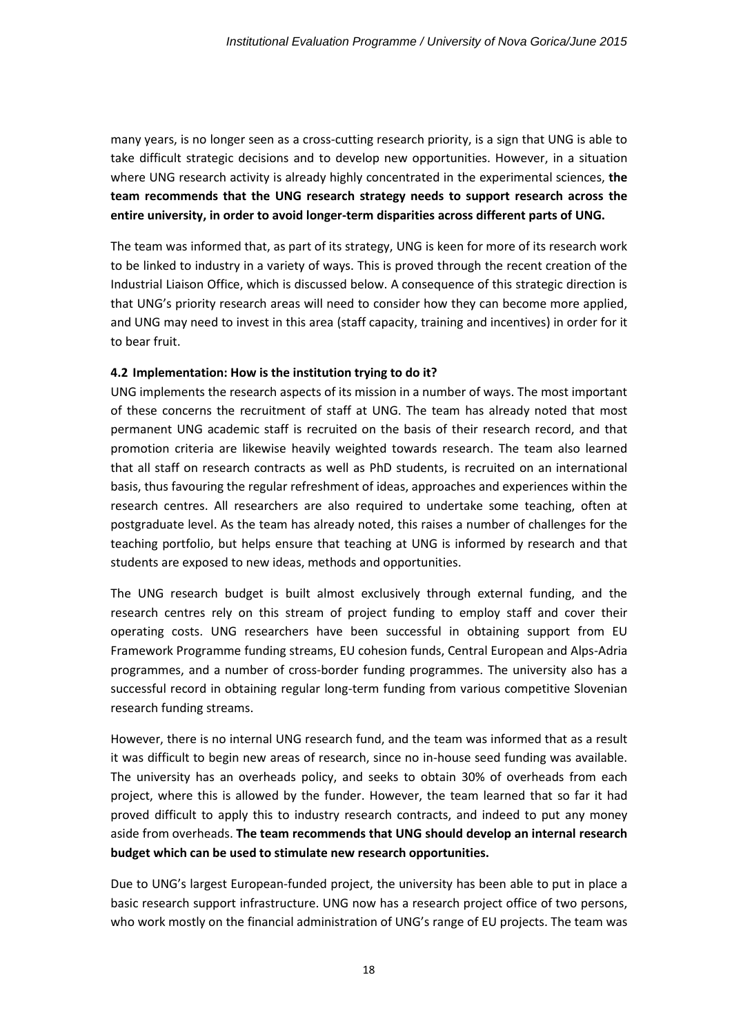many years, is no longer seen as a cross-cutting research priority, is a sign that UNG is able to take difficult strategic decisions and to develop new opportunities. However, in a situation where UNG research activity is already highly concentrated in the experimental sciences, **the team recommends that the UNG research strategy needs to support research across the entire university, in order to avoid longer-term disparities across different parts of UNG.**

The team was informed that, as part of its strategy, UNG is keen for more of its research work to be linked to industry in a variety of ways. This is proved through the recent creation of the Industrial Liaison Office, which is discussed below. A consequence of this strategic direction is that UNG's priority research areas will need to consider how they can become more applied, and UNG may need to invest in this area (staff capacity, training and incentives) in order for it to bear fruit.

### 4.2 Implementation: How is the institution trying to do it?

UNG implements the research aspects of its mission in a number of ways. The most important of these concerns the recruitment of staff at UNG. The team has already noted that most permanent UNG academic staff is recruited on the basis of their research record, and that promotion criteria are likewise heavily weighted towards research. The team also learned that all staff on research contracts as well as PhD students, is recruited on an international basis, thus favouring the regular refreshment of ideas, approaches and experiences within the research centres. All researchers are also required to undertake some teaching, often at postgraduate level. As the team has already noted, this raises a number of challenges for the teaching portfolio, but helps ensure that teaching at UNG is informed by research and that students are exposed to new ideas, methods and opportunities.

The UNG research budget is built almost exclusively through external funding, and the research centres rely on this stream of project funding to employ staff and cover their operating costs. UNG researchers have been successful in obtaining support from EU Framework Programme funding streams, EU cohesion funds, Central European and Alps-Adria programmes, and a number of cross-border funding programmes. The university also has a successful record in obtaining regular long-term funding from various competitive Slovenian research funding streams.

However, there is no internal UNG research fund, and the team was informed that as a result it was difficult to begin new areas of research, since no in-house seed funding was available. The university has an overheads policy, and seeks to obtain 30% of overheads from each project, where this is allowed by the funder. However, the team learned that so far it had proved difficult to apply this to industry research contracts, and indeed to put any money aside from overheads. **The team recommends that UNG should develop an internal research budget which can be used to stimulate new research opportunities.**

Due to UNG's largest European-funded project, the university has been able to put in place a basic research support infrastructure. UNG now has a research project office of two persons, who work mostly on the financial administration of UNG's range of EU projects. The team was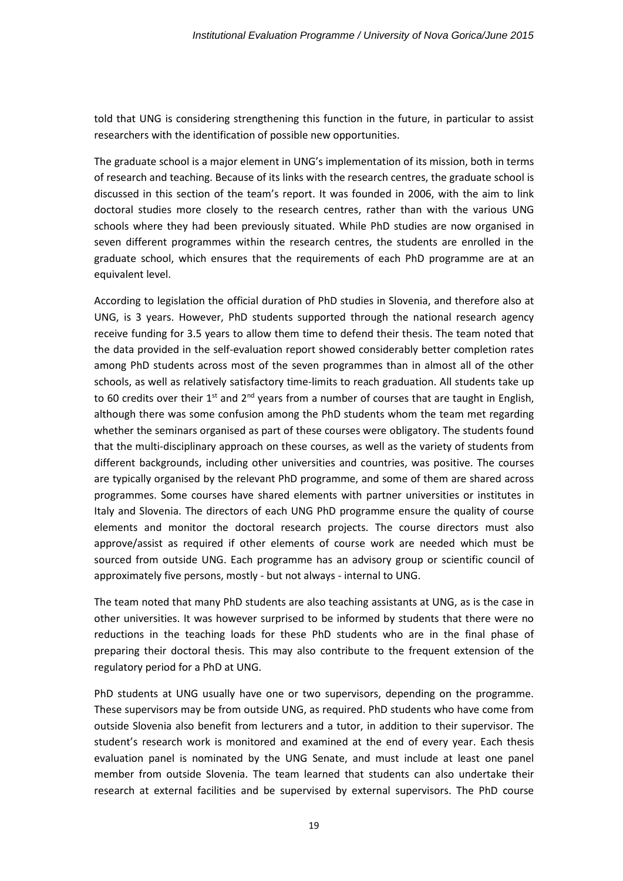told that UNG is considering strengthening this function in the future, in particular to assist researchers with the identification of possible new opportunities.

The graduate school is a major element in UNG's implementation of its mission, both in terms of research and teaching. Because of its links with the research centres, the graduate school is discussed in this section of the team's report. It was founded in 2006, with the aim to link doctoral studies more closely to the research centres, rather than with the various UNG schools where they had been previously situated. While PhD studies are now organised in seven different programmes within the research centres, the students are enrolled in the graduate school, which ensures that the requirements of each PhD programme are at an equivalent level.

According to legislation the official duration of PhD studies in Slovenia, and therefore also at UNG, is 3 years. However, PhD students supported through the national research agency receive funding for 3.5 years to allow them time to defend their thesis. The team noted that the data provided in the self-evaluation report showed considerably better completion rates among PhD students across most of the seven programmes than in almost all of the other schools, as well as relatively satisfactory time-limits to reach graduation. All students take up to 60 credits over their 1st and 2nd years from a number of courses that are taught in English, although there was some confusion among the PhD students whom the team met regarding whether the seminars organised as part of these courses were obligatory. The students found that the multi-disciplinary approach on these courses, as well as the variety of students from different backgrounds, including other universities and countries, was positive. The courses are typically organised by the relevant PhD programme, and some of them are shared across programmes. Some courses have shared elements with partner universities or institutes in Italy and Slovenia. The directors of each UNG PhD programme ensure the quality of course elements and monitor the doctoral research projects. The course directors must also approve/assist as required if other elements of course work are needed which must be sourced from outside UNG. Each programme has an advisory group or scientific council of approximately five persons, mostly - but not always - internal to UNG.

The team noted that many PhD students are also teaching assistants at UNG, as is the case in other universities. It was however surprised to be informed by students that there were no reductions in the teaching loads for these PhD students who are in the final phase of preparing their doctoral thesis. This may also contribute to the frequent extension of the regulatory period for a PhD at UNG.

PhD students at UNG usually have one or two supervisors, depending on the programme. These supervisors may be from outside UNG, as required. PhD students who have come from outside Slovenia also benefit from lecturers and a tutor, in addition to their supervisor. The student's research work is monitored and examined at the end of every year. Each thesis evaluation panel is nominated by the UNG Senate, and must include at least one panel member from outside Slovenia. The team learned that students can also undertake their research at external facilities and be supervised by external supervisors. The PhD course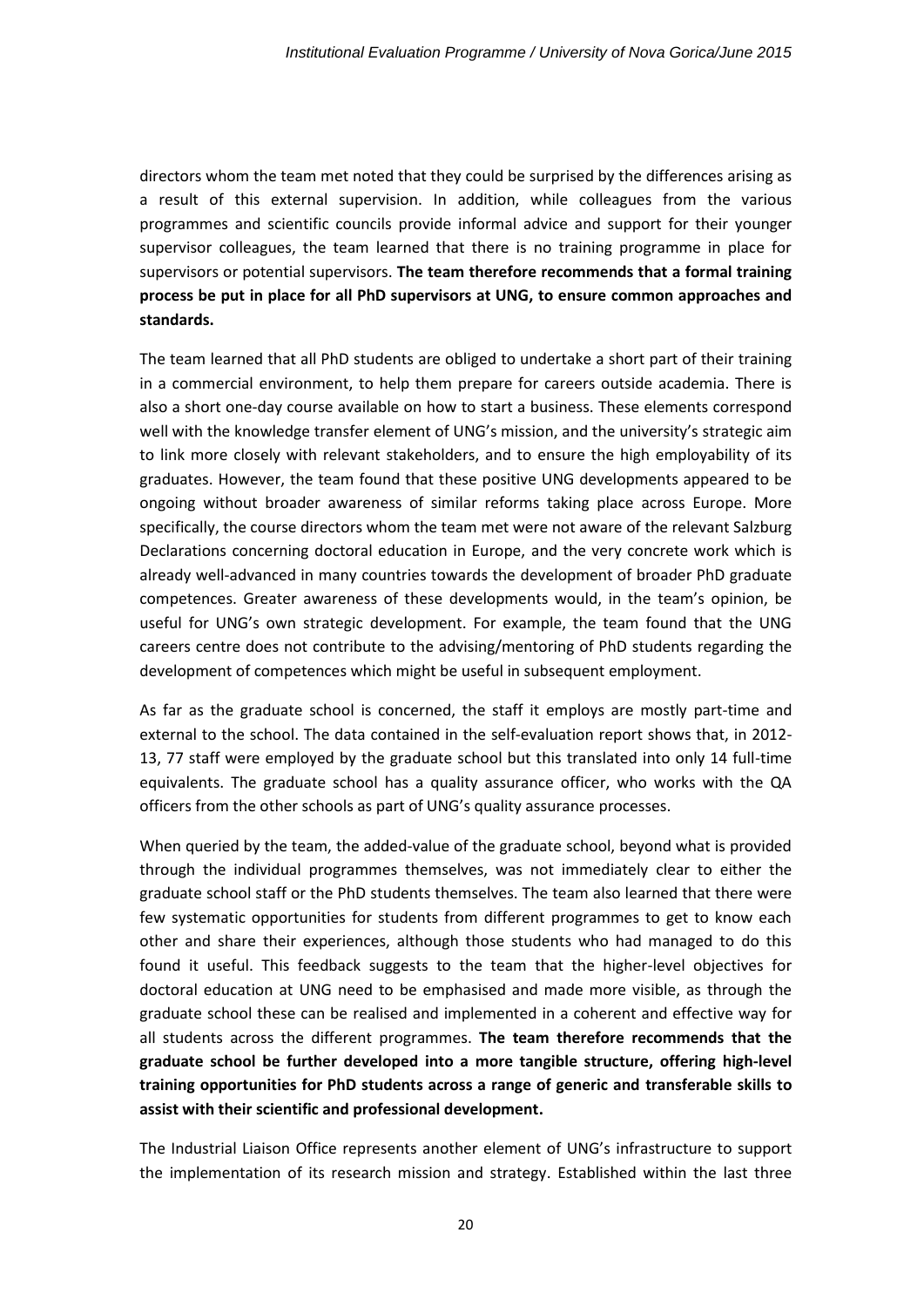directors whom the team met noted that they could be surprised by the differences arising as a result of this external supervision. In addition, while colleagues from the various programmes and scientific councils provide informal advice and support for their younger supervisor colleagues, the team learned that there is no training programme in place for supervisors or potential supervisors. **The team therefore recommends that a formal training process be put in place for all PhD supervisors at UNG, to ensure common approaches and standards.**

The team learned that all PhD students are obliged to undertake a short part of their training in a commercial environment, to help them prepare for careers outside academia. There is also a short one-day course available on how to start a business. These elements correspond well with the knowledge transfer element of UNG's mission, and the university's strategic aim to link more closely with relevant stakeholders, and to ensure the high employability of its graduates. However, the team found that these positive UNG developments appeared to be ongoing without broader awareness of similar reforms taking place across Europe. More specifically, the course directors whom the team met were not aware of the relevant Salzburg Declarations concerning doctoral education in Europe, and the very concrete work which is already well-advanced in many countries towards the development of broader PhD graduate competences. Greater awareness of these developments would, in the team's opinion, be useful for UNG's own strategic development. For example, the team found that the UNG careers centre does not contribute to the advising/mentoring of PhD students regarding the development of competences which might be useful in subsequent employment.

As far as the graduate school is concerned, the staff it employs are mostly part-time and external to the school. The data contained in the self-evaluation report shows that, in 2012-13, 77 staff were employed by the graduate school but this translated into only 14 full-time equivalents. The graduate school has a quality assurance officer, who works with the QA officers from the other schools as part of UNG's quality assurance processes.

When queried by the team, the added-value of the graduate school, beyond what is provided through the individual programmes themselves, was not immediately clear to either the graduate school staff or the PhD students themselves. The team also learned that there were few systematic opportunities for students from different programmes to get to know each other and share their experiences, although those students who had managed to do this found it useful. This feedback suggests to the team that the higher-level objectives for doctoral education at UNG need to be emphasised and made more visible, as through the graduate school these can be realised and implemented in a coherent and effective way for all students across the different programmes. **The team therefore recommends that the graduate school be further developed into a more tangible structure, offering high-level training opportunities for PhD students across a range of generic and transferable skills to assist with their scientific and professional development.**

The Industrial Liaison Office represents another element of UNG's infrastructure to support the implementation of its research mission and strategy. Established within the last three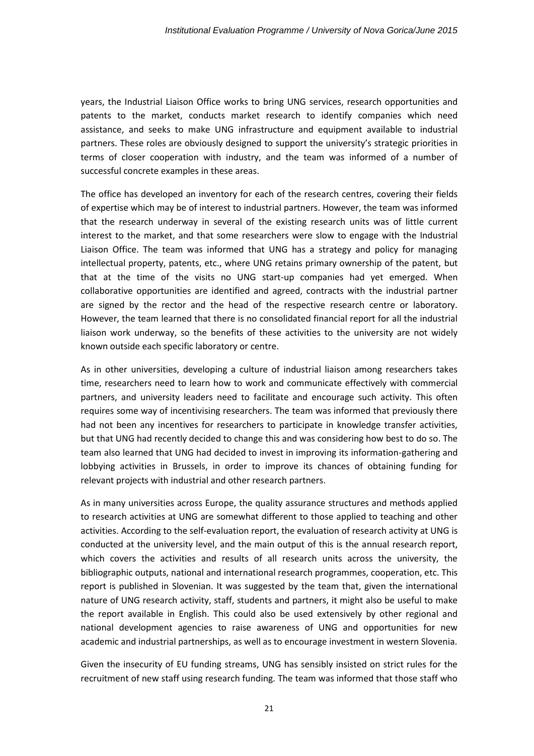years, the Industrial Liaison Office works to bring UNG services, research opportunities and patents to the market, conducts market research to identify companies which need assistance, and seeks to make UNG infrastructure and equipment available to industrial partners. These roles are obviously designed to support the university's strategic priorities in terms of closer cooperation with industry, and the team was informed of a number of successful concrete examples in these areas.

The office has developed an inventory for each of the research centres, covering their fields of expertise which may be of interest to industrial partners. However, the team was informed that the research underway in several of the existing research units was of little current interest to the market, and that some researchers were slow to engage with the Industrial Liaison Office. The team was informed that UNG has a strategy and policy for managing intellectual property, patents, etc., where UNG retains primary ownership of the patent, but that at the time of the visits no UNG start-up companies had yet emerged. When collaborative opportunities are identified and agreed, contracts with the industrial partner are signed by the rector and the head of the respective research centre or laboratory. However, the team learned that there is no consolidated financial report for all the industrial liaison work underway, so the benefits of these activities to the university are not widely known outside each specific laboratory or centre.

As in other universities, developing a culture of industrial liaison among researchers takes time, researchers need to learn how to work and communicate effectively with commercial partners, and university leaders need to facilitate and encourage such activity. This often requires some way of incentivising researchers. The team was informed that previously there had not been any incentives for researchers to participate in knowledge transfer activities, but that UNG had recently decided to change this and was considering how best to do so. The team also learned that UNG had decided to invest in improving its information-gathering and lobbying activities in Brussels, in order to improve its chances of obtaining funding for relevant projects with industrial and other research partners.

As in many universities across Europe, the quality assurance structures and methods applied to research activities at UNG are somewhat different to those applied to teaching and other activities. According to the self-evaluation report, the evaluation of research activity at UNG is conducted at the university level, and the main output of this is the annual research report, which covers the activities and results of all research units across the university, the bibliographic outputs, national and international research programmes, cooperation, etc. This report is published in Slovenian. It was suggested by the team that, given the international nature of UNG research activity, staff, students and partners, it might also be useful to make the report available in English. This could also be used extensively by other regional and national development agencies to raise awareness of UNG and opportunities for new academic and industrial partnerships, as well as to encourage investment in western Slovenia.

Given the insecurity of EU funding streams, UNG has sensibly insisted on strict rules for the recruitment of new staff using research funding. The team was informed that those staff who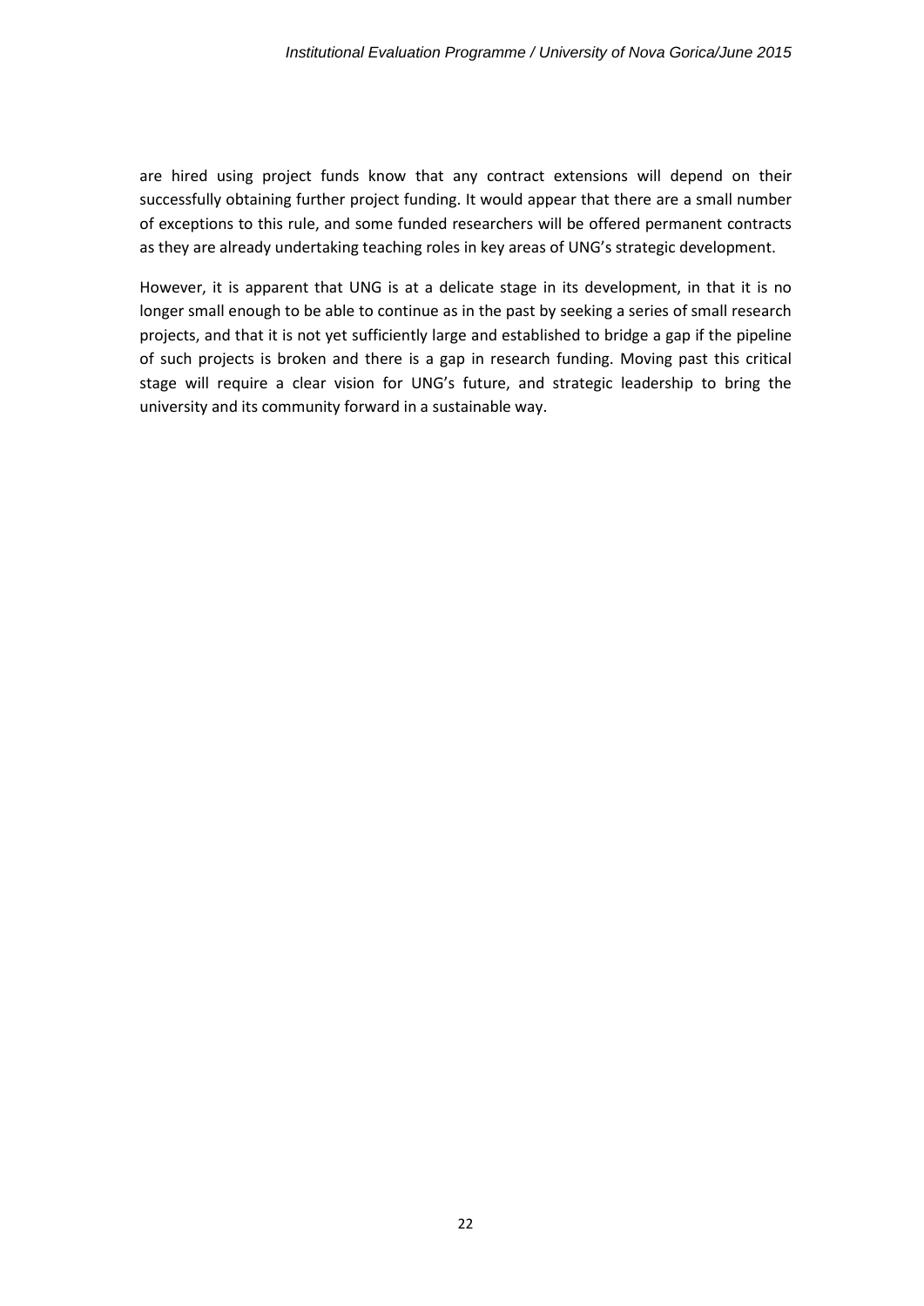are hired using project funds know that any contract extensions will depend on their successfully obtaining further project funding. It would appear that there are a small number of exceptions to this rule, and some funded researchers will be offered permanent contracts as they are already undertaking teaching roles in key areas of UNG's strategic development.

However, it is apparent that UNG is at a delicate stage in its development, in that it is no longer small enough to be able to continue as in the past by seeking a series of small research projects, and that it is not yet sufficiently large and established to bridge a gap if the pipeline of such projects is broken and there is a gap in research funding. Moving past this critical stage will require a clear vision for UNG's future, and strategic leadership to bring the university and its community forward in a sustainable way.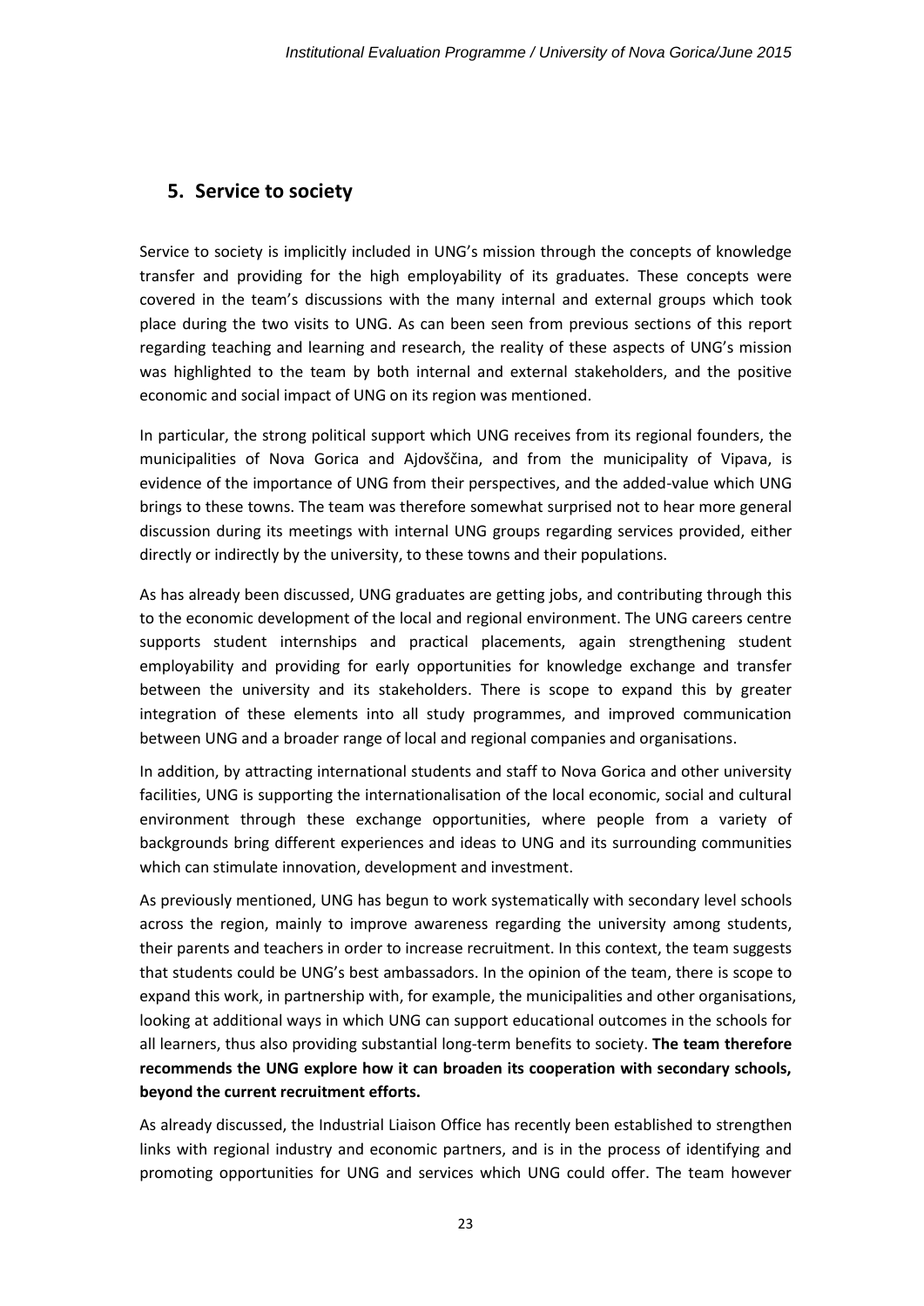## 5. Service to society

Service to society is implicitly included in UNG's mission through the concepts of knowledge transfer and providing for the high employability of its graduates. These concepts were covered in the team's discussions with the many internal and external groups which took place during the two visits to UNG. As can been seen from previous sections of this report regarding teaching and learning and research, the reality of these aspects of UNG's mission was highlighted to the team by both internal and external stakeholders, and the positive economic and social impact of UNG on its region was mentioned.

In particular, the strong political support which UNG receives from its regional founders, the municipalities of Nova Gorica and Ajdovščina, and from the municipality of Vipava, is evidence of the importance of UNG from their perspectives, and the added-value which UNG brings to these towns. The team was therefore somewhat surprised not to hear more general discussion during its meetings with internal UNG groups regarding services provided, either directly or indirectly by the university, to these towns and their populations.

As has already been discussed, UNG graduates are getting jobs, and contributing through this to the economic development of the local and regional environment. The UNG careers centre supports student internships and practical placements, again strengthening student employability and providing for early opportunities for knowledge exchange and transfer between the university and its stakeholders. There is scope to expand this by greater integration of these elements into all study programmes, and improved communication between UNG and a broader range of local and regional companies and organisations.

In addition, by attracting international students and staff to Nova Gorica and other university facilities, UNG is supporting the internationalisation of the local economic, social and cultural environment through these exchange opportunities, where people from a variety of backgrounds bring different experiences and ideas to UNG and its surrounding communities which can stimulate innovation, development and investment.

As previously mentioned, UNG has begun to work systematically with secondary level schools across the region, mainly to improve awareness regarding the university among students, their parents and teachers in order to increase recruitment. In this context, the team suggests that students could be UNG's best ambassadors. In the opinion of the team, there is scope to expand this work, in partnership with, for example, the municipalities and other organisations, looking at additional ways in which UNG can support educational outcomes in the schools for all learners, thus also providing substantial long-term benefits to society. **The team therefore recommends the UNG explore how it can broaden its cooperation with secondary schools, beyond the current recruitment efforts.**

As already discussed, the Industrial Liaison Office has recently been established to strengthen links with regional industry and economic partners, and is in the process of identifying and promoting opportunities for UNG and services which UNG could offer. The team however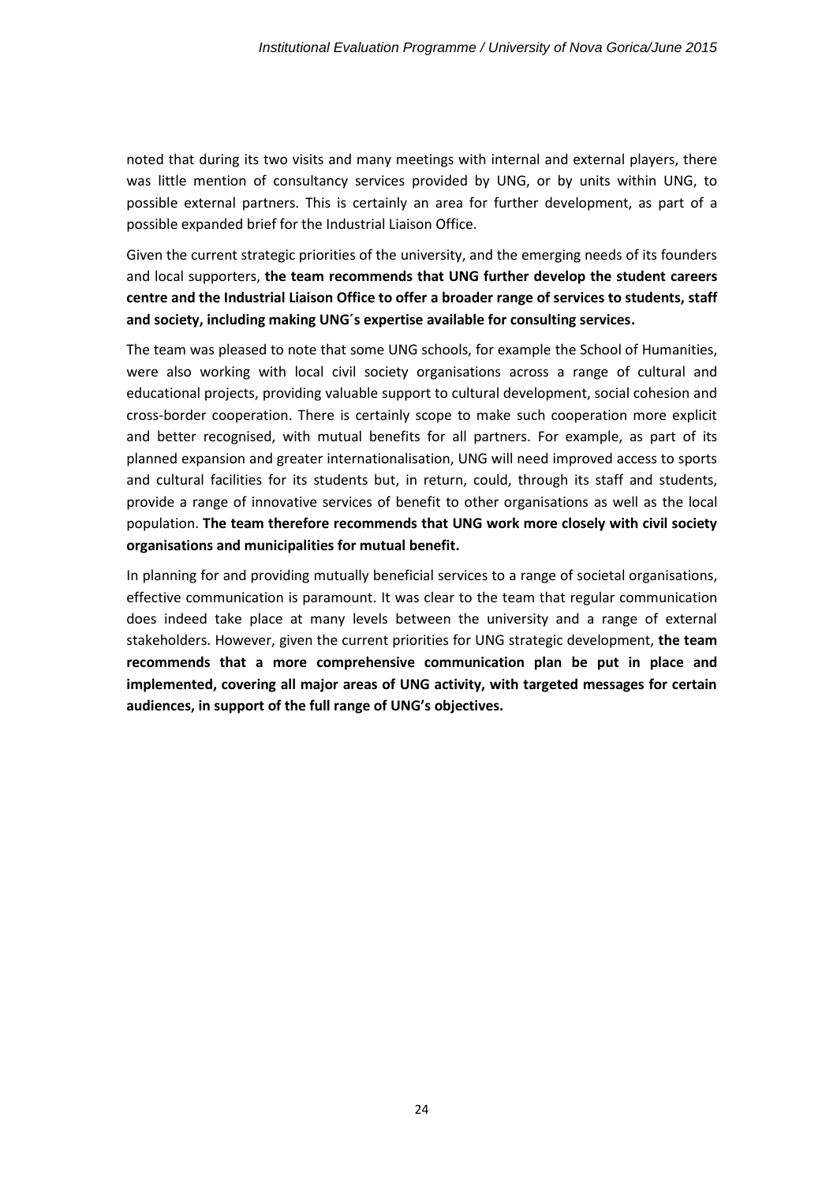noted that during its two visits and many meetings with internal and external players, there was little mention of consultancy services provided by UNG, or by units within UNG, to possible external partners. This is certainly an area for further development, as part of a possible expanded brief for the Industrial Liaison Office.

Given the current strategic priorities of the university, and the emerging needs of its founders and local supporters, **the team recommends that UNG further develop the student careers centre and the Industrial Liaison Office to offer a broader range of services to students, staff and society, including making UNG´s expertise available for consulting services.**

The team was pleased to note that some UNG schools, for example the School of Humanities, were also working with local civil society organisations across a range of cultural and educational projects, providing valuable support to cultural development, social cohesion and cross-border cooperation. There is certainly scope to make such cooperation more explicit and better recognised, with mutual benefits for all partners. For example, as part of its planned expansion and greater internationalisation, UNG will need improved access to sports and cultural facilities for its students but, in return, could, through its staff and students, provide a range of innovative services of benefit to other organisations as well as the local population. **The team therefore recommends that UNG work more closely with civil society organisations and municipalities for mutual benefit.**

In planning for and providing mutually beneficial services to a range of societal organisations, effective communication is paramount. It was clear to the team that regular communication does indeed take place at many levels between the university and a range of external stakeholders. However, given the current priorities for UNG strategic development, **the team recommends that a more comprehensive communication plan be put in place and implemented, covering all major areas of UNG activity, with targeted messages for certain audiences, in support of the full range of UNG's objectives.**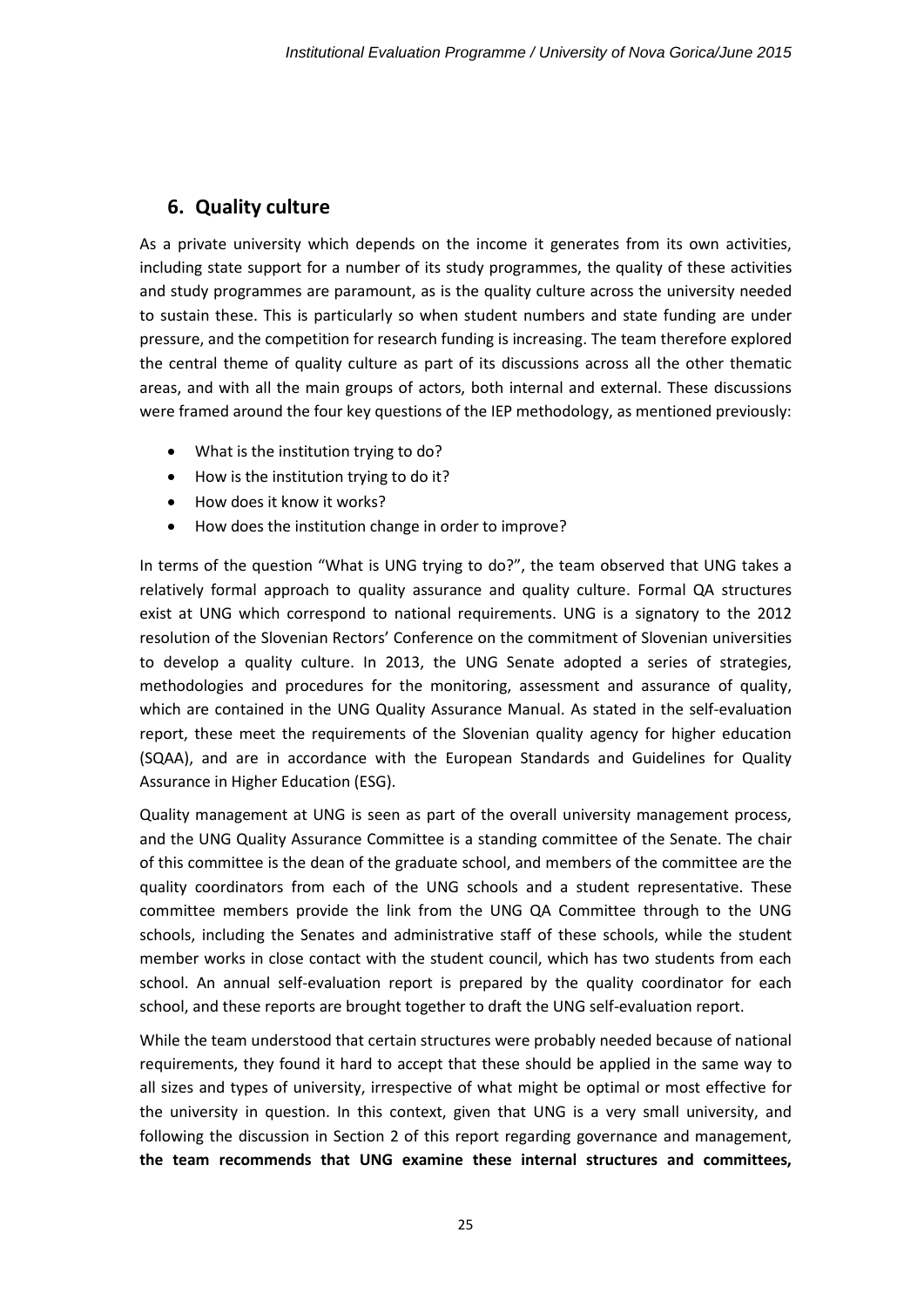## 6. Quality culture

As a private university which depends on the income it generates from its own activities, including state support for a number of its study programmes, the quality of these activities and study programmes are paramount, as is the quality culture across the university needed to sustain these. This is particularly so when student numbers and state funding are under pressure, and the competition for research funding is increasing. The team therefore explored the central theme of quality culture as part of its discussions across all the other thematic areas, and with all the main groups of actors, both internal and external. These discussions were framed around the four key questions of the IEP methodology, as mentioned previously:

- What is the institution trying to do?
- How is the institution trying to do it?
- How does it know it works?
- How does the institution change in order to improve?

In terms of the question "What is UNG trying to do?", the team observed that UNG takes a relatively formal approach to quality assurance and quality culture. Formal QA structures exist at UNG which correspond to national requirements. UNG is a signatory to the 2012 resolution of the Slovenian Rectors' Conference on the commitment of Slovenian universities to develop a quality culture. In 2013, the UNG Senate adopted a series of strategies, methodologies and procedures for the monitoring, assessment and assurance of quality, which are contained in the UNG Quality Assurance Manual. As stated in the self-evaluation report, these meet the requirements of the Slovenian quality agency for higher education (SQAA), and are in accordance with the European Standards and Guidelines for Quality Assurance in Higher Education (ESG).

Quality management at UNG is seen as part of the overall university management process, and the UNG Quality Assurance Committee is a standing committee of the Senate. The chair of this committee is the dean of the graduate school, and members of the committee are the quality coordinators from each of the UNG schools and a student representative. These committee members provide the link from the UNG QA Committee through to the UNG schools, including the Senates and administrative staff of these schools, while the student member works in close contact with the student council, which has two students from each school. An annual self-evaluation report is prepared by the quality coordinator for each school, and these reports are brought together to draft the UNG self-evaluation report.

While the team understood that certain structures were probably needed because of national requirements, they found it hard to accept that these should be applied in the same way to all sizes and types of university, irrespective of what might be optimal or most effective for the university in question. In this context, given that UNG is a very small university, and following the discussion in Section 2 of this report regarding governance and management, **the team recommends that UNG examine these internal structures and committees,**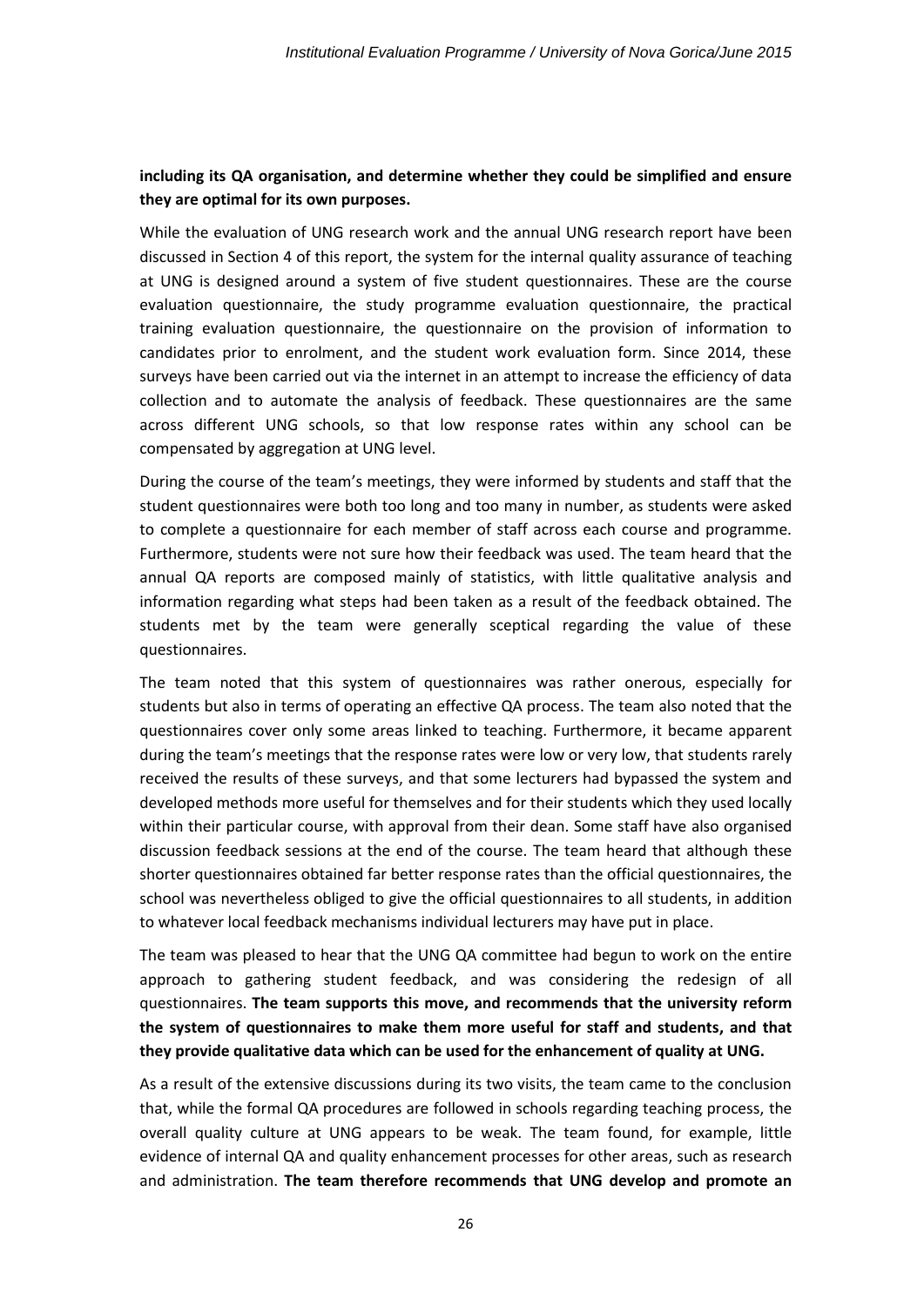**including its QA organisation, and determine whether they could be simplified and ensure they are optimal for its own purposes.**

While the evaluation of UNG research work and the annual UNG research report have been discussed in Section 4 of this report, the system for the internal quality assurance of teaching at UNG is designed around a system of five student questionnaires. These are the course evaluation questionnaire, the study programme evaluation questionnaire, the practical training evaluation questionnaire, the questionnaire on the provision of information to candidates prior to enrolment, and the student work evaluation form. Since 2014, these surveys have been carried out via the internet in an attempt to increase the efficiency of data collection and to automate the analysis of feedback. These questionnaires are the same across different UNG schools, so that low response rates within any school can be compensated by aggregation at UNG level.

During the course of the team's meetings, they were informed by students and staff that the student questionnaires were both too long and too many in number, as students were asked to complete a questionnaire for each member of staff across each course and programme. Furthermore, students were not sure how their feedback was used. The team heard that the annual QA reports are composed mainly of statistics, with little qualitative analysis and information regarding what steps had been taken as a result of the feedback obtained. The students met by the team were generally sceptical regarding the value of these questionnaires.

The team noted that this system of questionnaires was rather onerous, especially for students but also in terms of operating an effective QA process. The team also noted that the questionnaires cover only some areas linked to teaching. Furthermore, it became apparent during the team's meetings that the response rates were low or very low, that students rarely received the results of these surveys, and that some lecturers had bypassed the system and developed methods more useful for themselves and for their students which they used locally within their particular course, with approval from their dean. Some staff have also organised discussion feedback sessions at the end of the course. The team heard that although these shorter questionnaires obtained far better response rates than the official questionnaires, the school was nevertheless obliged to give the official questionnaires to all students, in addition to whatever local feedback mechanisms individual lecturers may have put in place.

The team was pleased to hear that the UNG QA committee had begun to work on the entire approach to gathering student feedback, and was considering the redesign of all questionnaires. **The team supports this move, and recommends that the university reform the system of questionnaires to make them more useful for staff and students, and that they provide qualitative data which can be used for the enhancement of quality at UNG.**

As a result of the extensive discussions during its two visits, the team came to the conclusion that, while the formal QA procedures are followed in schools regarding teaching process, the overall quality culture at UNG appears to be weak. The team found, for example, little evidence of internal QA and quality enhancement processes for other areas, such as research and administration. **The team therefore recommends that UNG develop and promote an**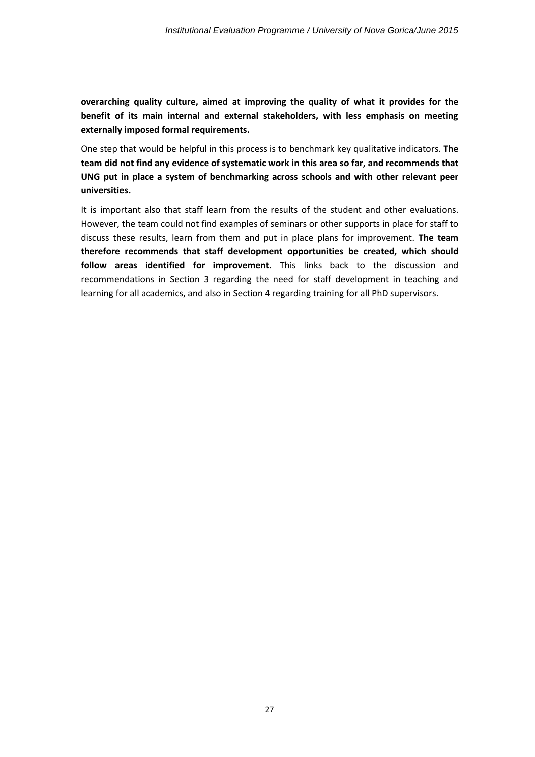**overarching quality culture, aimed at improving the quality of what it provides for the benefit of its main internal and external stakeholders, with less emphasis on meeting externally imposed formal requirements.**

One step that would be helpful in this process is to benchmark key qualitative indicators. **The team did not find any evidence of systematic work in this area so far, and recommends that UNG put in place a system of benchmarking across schools and with other relevant peer universities.**

It is important also that staff learn from the results of the student and other evaluations. However, the team could not find examples of seminars or other supports in place for staff to discuss these results, learn from them and put in place plans for improvement. **The team therefore recommends that staff development opportunities be created, which should follow areas identified for improvement.** This links back to the discussion and recommendations in Section 3 regarding the need for staff development in teaching and learning for all academics, and also in Section 4 regarding training for all PhD supervisors.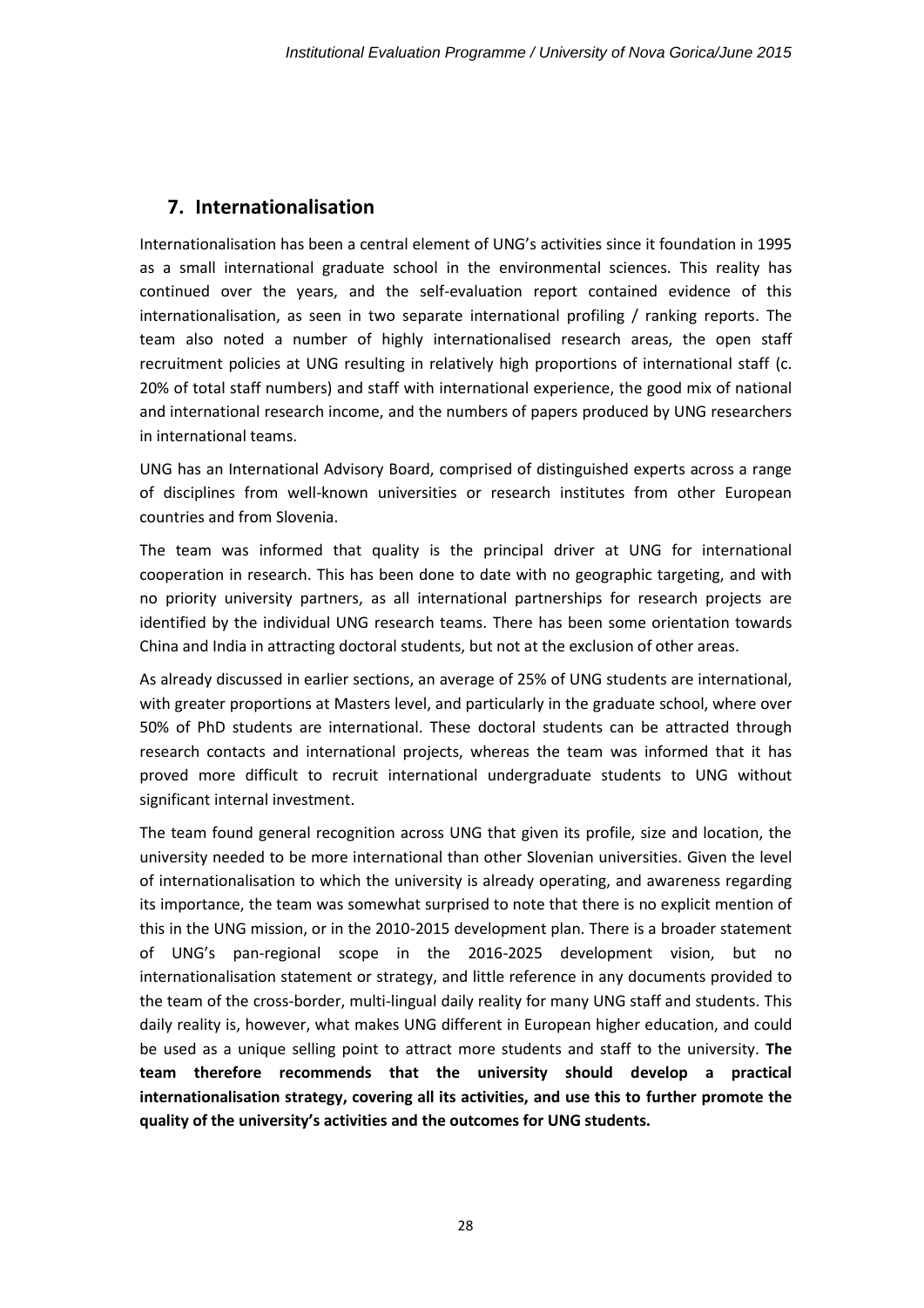## 7. Internationalisation

Internationalisation has been a central element of UNG's activities since it foundation in 1995 as a small international graduate school in the environmental sciences. This reality has continued over the years, and the self-evaluation report contained evidence of this internationalisation, as seen in two separate international profiling / ranking reports. The team also noted a number of highly internationalised research areas, the open staff recruitment policies at UNG resulting in relatively high proportions of international staff (c. 20% of total staff numbers) and staff with international experience, the good mix of national and international research income, and the numbers of papers produced by UNG researchers in international teams.

UNG has an International Advisory Board, comprised of distinguished experts across a range of disciplines from well-known universities or research institutes from other European countries and from Slovenia.

The team was informed that quality is the principal driver at UNG for international cooperation in research. This has been done to date with no geographic targeting, and with no priority university partners, as all international partnerships for research projects are identified by the individual UNG research teams. There has been some orientation towards China and India in attracting doctoral students, but not at the exclusion of other areas.

As already discussed in earlier sections, an average of 25% of UNG students are international, with greater proportions at Masters level, and particularly in the graduate school, where over 50% of PhD students are international. These doctoral students can be attracted through research contacts and international projects, whereas the team was informed that it has proved more difficult to recruit international undergraduate students to UNG without significant internal investment.

The team found general recognition across UNG that given its profile, size and location, the university needed to be more international than other Slovenian universities. Given the level of internationalisation to which the university is already operating, and awareness regarding its importance, the team was somewhat surprised to note that there is no explicit mention of this in the UNG mission, or in the 2010-2015 development plan. There is a broader statement of UNG's pan-regional scope in the 2016-2025 development vision, but no internationalisation statement or strategy, and little reference in any documents provided to the team of the cross-border, multi-lingual daily reality for many UNG staff and students. This daily reality is, however, what makes UNG different in European higher education, and could be used as a unique selling point to attract more students and staff to the university. **The team therefore recommends that the university should develop a practical internationalisation strategy, covering all its activities, and use this to further promote the quality of the university's activities and the outcomes for UNG students.**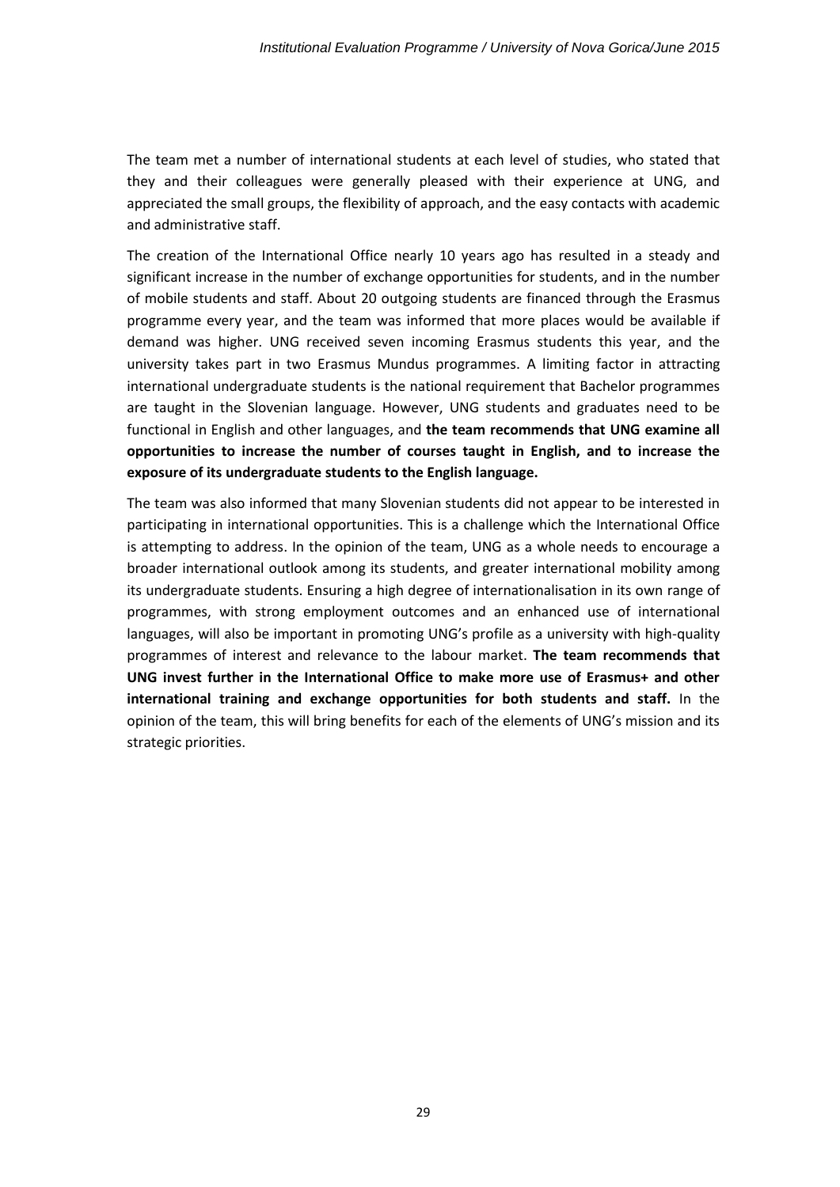The team met a number of international students at each level of studies, who stated that they and their colleagues were generally pleased with their experience at UNG, and appreciated the small groups, the flexibility of approach, and the easy contacts with academic and administrative staff.

The creation of the International Office nearly 10 years ago has resulted in a steady and significant increase in the number of exchange opportunities for students, and in the number of mobile students and staff. About 20 outgoing students are financed through the Erasmus programme every year, and the team was informed that more places would be available if demand was higher. UNG received seven incoming Erasmus students this year, and the university takes part in two Erasmus Mundus programmes. A limiting factor in attracting international undergraduate students is the national requirement that Bachelor programmes are taught in the Slovenian language. However, UNG students and graduates need to be functional in English and other languages, and **the team recommends that UNG examine all opportunities to increase the number of courses taught in English, and to increase the exposure of its undergraduate students to the English language.**

The team was also informed that many Slovenian students did not appear to be interested in participating in international opportunities. This is a challenge which the International Office is attempting to address. In the opinion of the team, UNG as a whole needs to encourage a broader international outlook among its students, and greater international mobility among its undergraduate students. Ensuring a high degree of internationalisation in its own range of programmes, with strong employment outcomes and an enhanced use of international languages, will also be important in promoting UNG's profile as a university with high-quality programmes of interest and relevance to the labour market. **The team recommends that UNG invest further in the International Office to make more use of Erasmus+ and other international training and exchange opportunities for both students and staff.** In the opinion of the team, this will bring benefits for each of the elements of UNG's mission and its strategic priorities.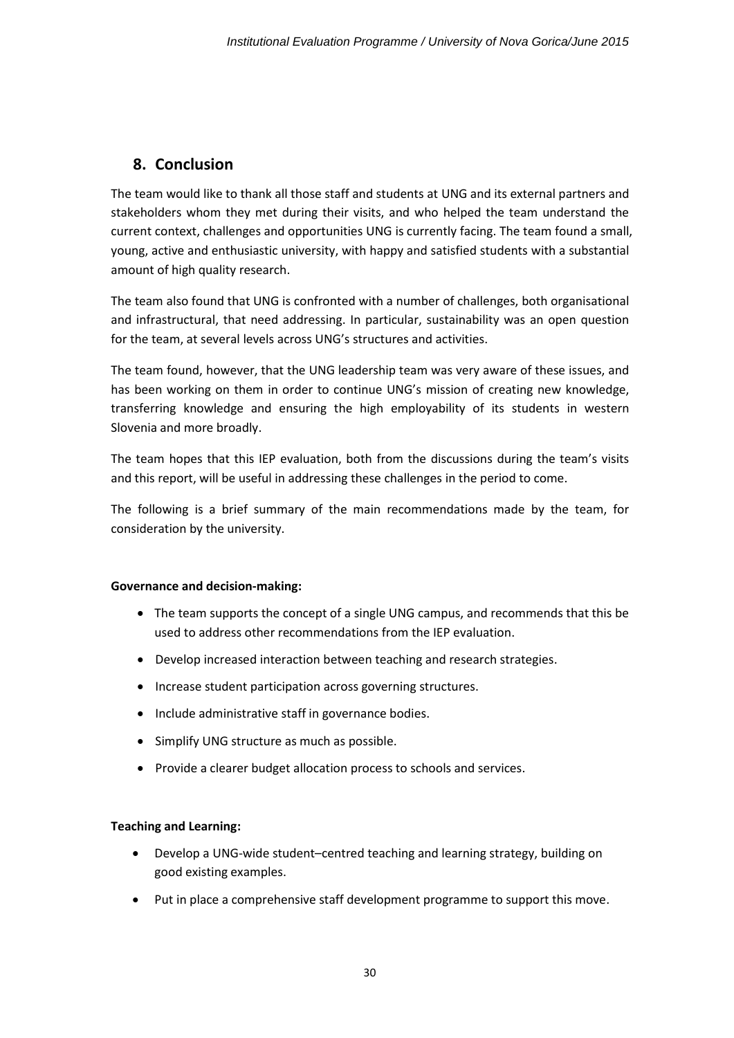## 8. Conclusion

The team would like to thank all those staff and students at UNG and its external partners and stakeholders whom they met during their visits, and who helped the team understand the current context, challenges and opportunities UNG is currently facing. The team found a small, young, active and enthusiastic university, with happy and satisfied students with a substantial amount of high quality research.

The team also found that UNG is confronted with a number of challenges, both organisational and infrastructural, that need addressing. In particular, sustainability was an open question for the team, at several levels across UNG's structures and activities.

The team found, however, that the UNG leadership team was very aware of these issues, and has been working on them in order to continue UNG's mission of creating new knowledge, transferring knowledge and ensuring the high employability of its students in western Slovenia and more broadly.

The team hopes that this IEP evaluation, both from the discussions during the team's visits and this report, will be useful in addressing these challenges in the period to come.

The following is a brief summary of the main recommendations made by the team, for consideration by the university.

**Governance and decision-making:**

- The team supports the concept of a single UNG campus, and recommends that this be used to address other recommendations from the IEP evaluation.
- Develop increased interaction between teaching and research strategies.
- Increase student participation across governing structures.
- Include administrative staff in governance bodies.
- Simplify UNG structure as much as possible.
- Provide a clearer budget allocation process to schools and services.

**Teaching and Learning:**

- Develop a UNG-wide student–centred teaching and learning strategy, building on good existing examples.
- Put in place a comprehensive staff development programme to support this move.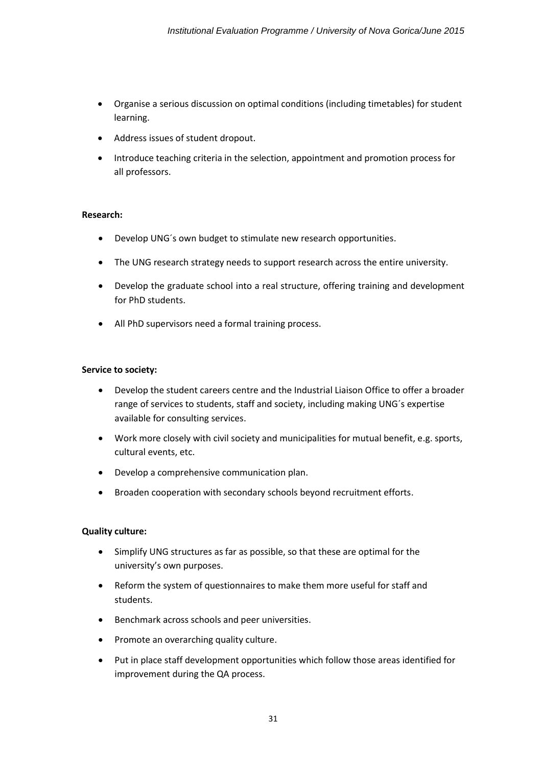- Organise a serious discussion on optimal conditions (including timetables) for student learning.
- Address issues of student dropout.
- Introduce teaching criteria in the selection, appointment and promotion process for all professors.

**Research:**

- Develop UNG´s own budget to stimulate new research opportunities.
- The UNG research strategy needs to support research across the entire university.
- Develop the graduate school into a real structure, offering training and development for PhD students.
- All PhD supervisors need a formal training process.

**Service to society:**

- Develop the student careers centre and the Industrial Liaison Office to offer a broader range of services to students, staff and society, including making UNG´s expertise available for consulting services.
- Work more closely with civil society and municipalities for mutual benefit, e.g. sports, cultural events, etc.
- Develop a comprehensive communication plan.
- Broaden cooperation with secondary schools beyond recruitment efforts.

**Quality culture:**

- Simplify UNG structures as far as possible, so that these are optimal for the university's own purposes.
- Reform the system of questionnaires to make them more useful for staff and students.
- Benchmark across schools and peer universities.
- Promote an overarching quality culture.
- Put in place staff development opportunities which follow those areas identified for improvement during the QA process.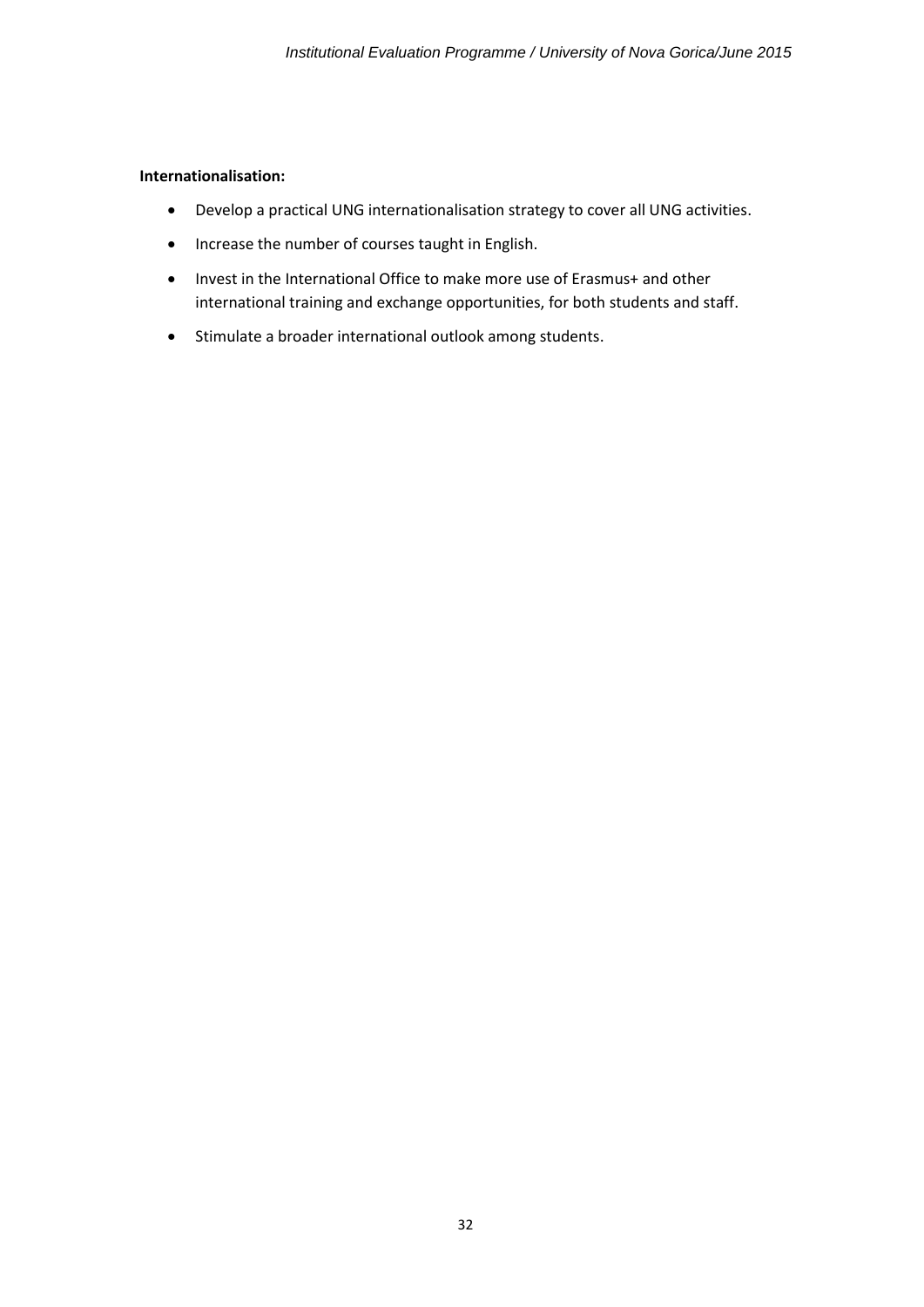**Internationalisation:**

- Develop a practical UNG internationalisation strategy to cover all UNG activities.
- Increase the number of courses taught in English.
- Invest in the International Office to make more use of Erasmus+ and other international training and exchange opportunities, for both students and staff.
- Stimulate a broader international outlook among students.